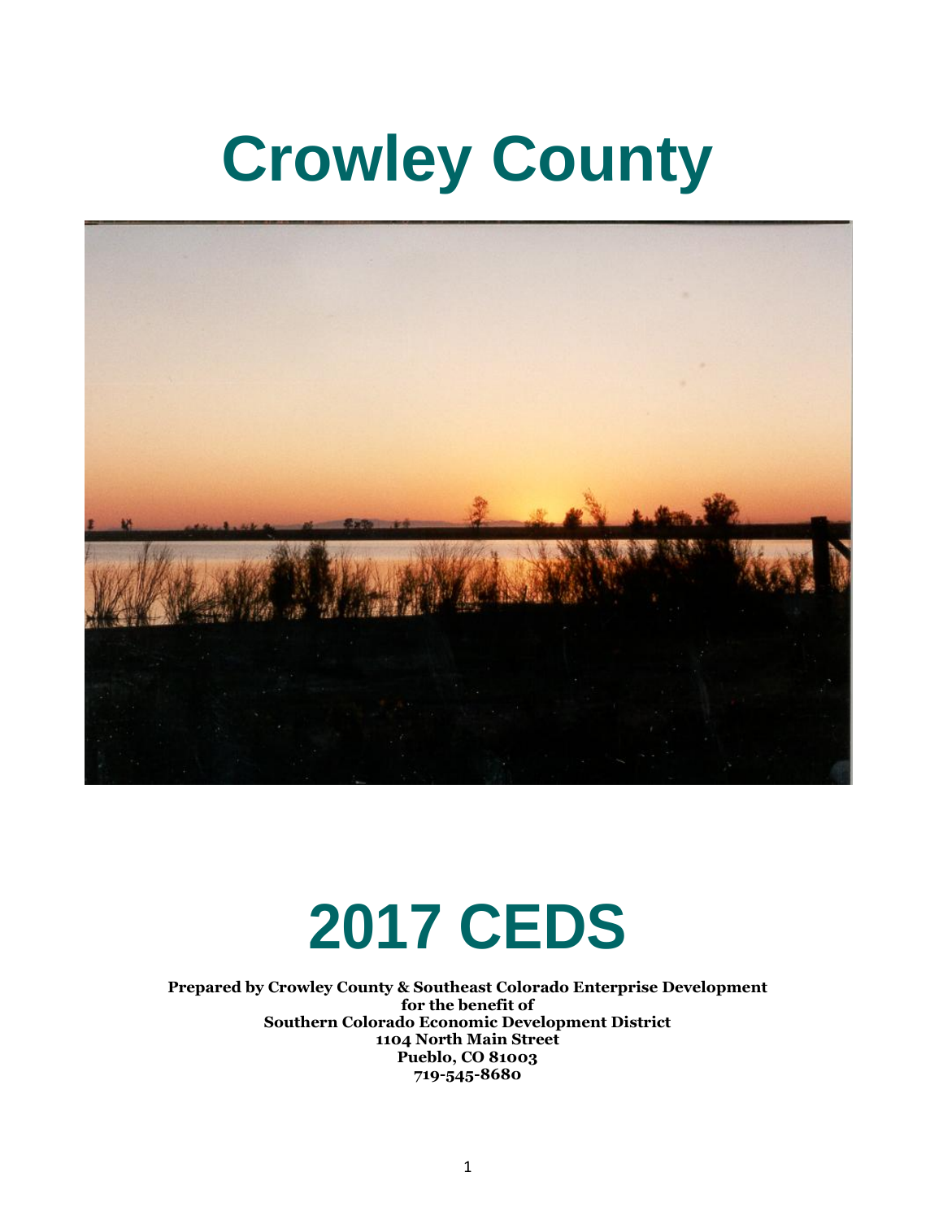# Crowley County

# 2017 CEDS

**Prepared by Crowley County & Southeast Colorado Enterprise Development**
**for the benefit of**
**Southern Colorado Economic Development District**
**1104 North Main Street**
**Pueblo, CO 81003**
**719-545-8680**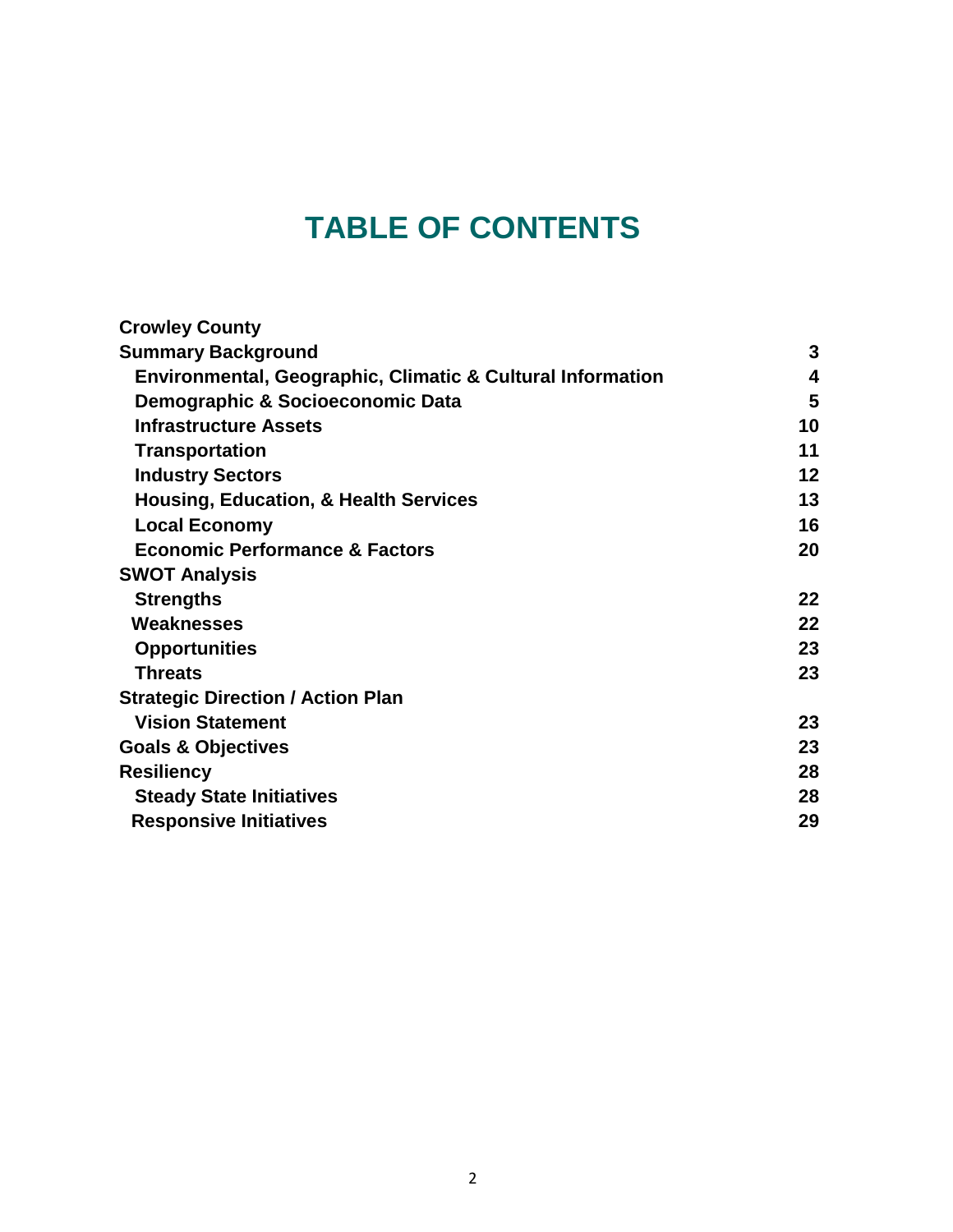# TABLE OF CONTENTS

| | |
|---|---|
| **Crowley County** | |
| **Summary Background** | **3** |
| **Environmental, Geographic, Climatic & Cultural Information** | **4** |
| **Demographic & Socioeconomic Data** | **5** |
| **Infrastructure Assets** | **10** |
| **Transportation** | **11** |
| **Industry Sectors** | **12** |
| **Housing, Education, & Health Services** | **13** |
| **Local Economy** | **16** |
| **Economic Performance & Factors** | **20** |
| **SWOT Analysis** | |
| **Strengths** | **22** |
| **Weaknesses** | **22** |
| **Opportunities** | **23** |
| **Threats** | **23** |
| **Strategic Direction / Action Plan** | |
| **Vision Statement** | **23** |
| **Goals & Objectives** | **23** |
| **Resiliency** | **28** |
| **Steady State Initiatives** | **28** |
| **Responsive Initiatives** | **29** |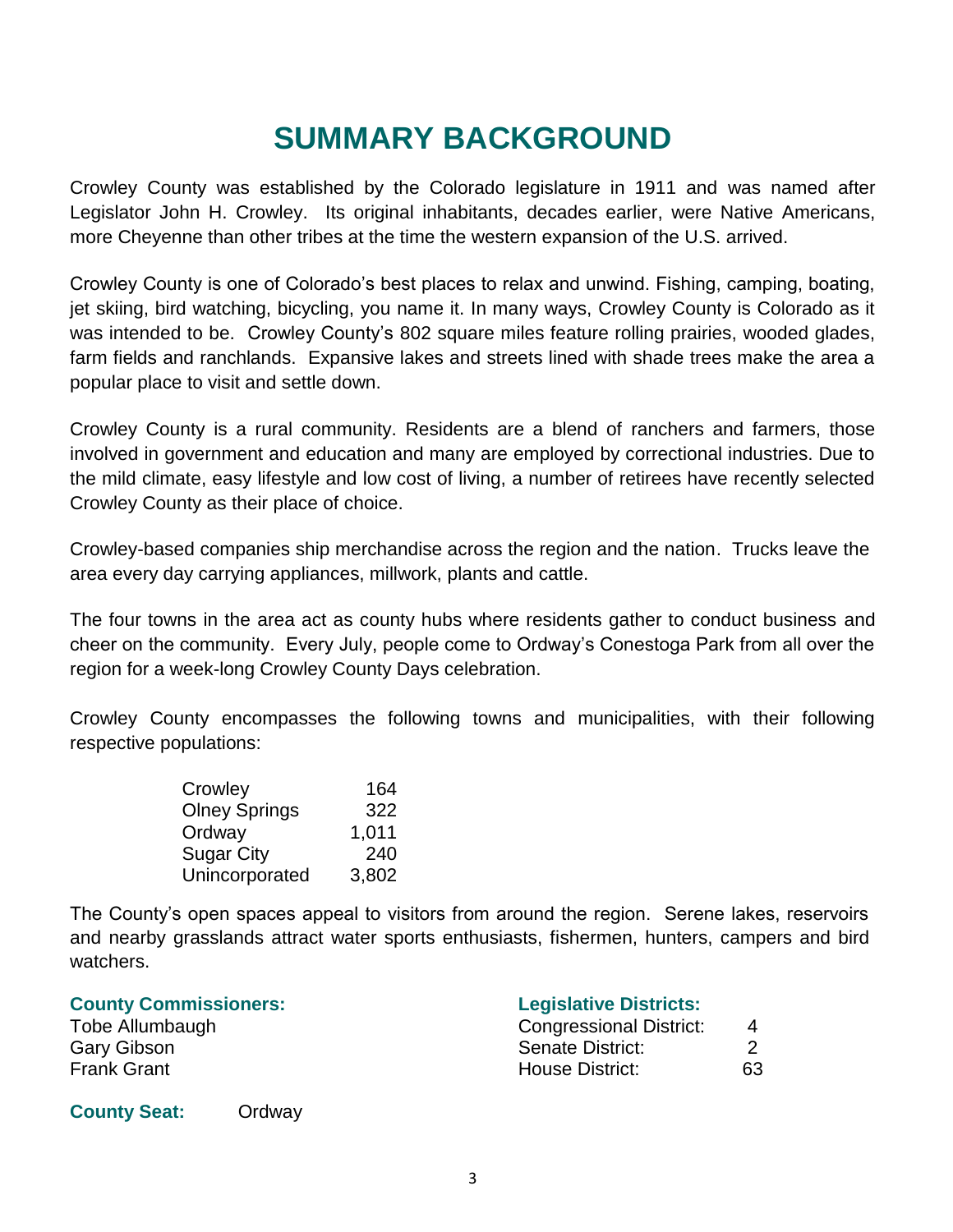# SUMMARY BACKGROUND

Crowley County was established by the Colorado legislature in 1911 and was named after Legislator John H. Crowley. Its original inhabitants, decades earlier, were Native Americans, more Cheyenne than other tribes at the time the western expansion of the U.S. arrived.

Crowley County is one of Colorado's best places to relax and unwind. Fishing, camping, boating, jet skiing, bird watching, bicycling, you name it. In many ways, Crowley County is Colorado as it was intended to be. Crowley County's 802 square miles feature rolling prairies, wooded glades, farm fields and ranchlands. Expansive lakes and streets lined with shade trees make the area a popular place to visit and settle down.

Crowley County is a rural community. Residents are a blend of ranchers and farmers, those involved in government and education and many are employed by correctional industries. Due to the mild climate, easy lifestyle and low cost of living, a number of retirees have recently selected Crowley County as their place of choice.

Crowley-based companies ship merchandise across the region and the nation. Trucks leave the area every day carrying appliances, millwork, plants and cattle.

The four towns in the area act as county hubs where residents gather to conduct business and cheer on the community. Every July, people come to Ordway's Conestoga Park from all over the region for a week-long Crowley County Days celebration.

Crowley County encompasses the following towns and municipalities, with their following respective populations:

| Town | Population |
|---|---|
| Crowley | 164 |
| Olney Springs | 322 |
| Ordway | 1,011 |
| Sugar City | 240 |
| Unincorporated | 3,802 |

The County's open spaces appeal to visitors from around the region. Serene lakes, reservoirs and nearby grasslands attract water sports enthusiasts, fishermen, hunters, campers and bird watchers.

**County Commissioners:**

Tobe Allumbaugh
Gary Gibson
Frank Grant

**Legislative Districts:**

| District | Number |
|---|---|
| Congressional District: | 4 |
| Senate District: | 2 |
| House District: | 63 |

**County Seat:** Ordway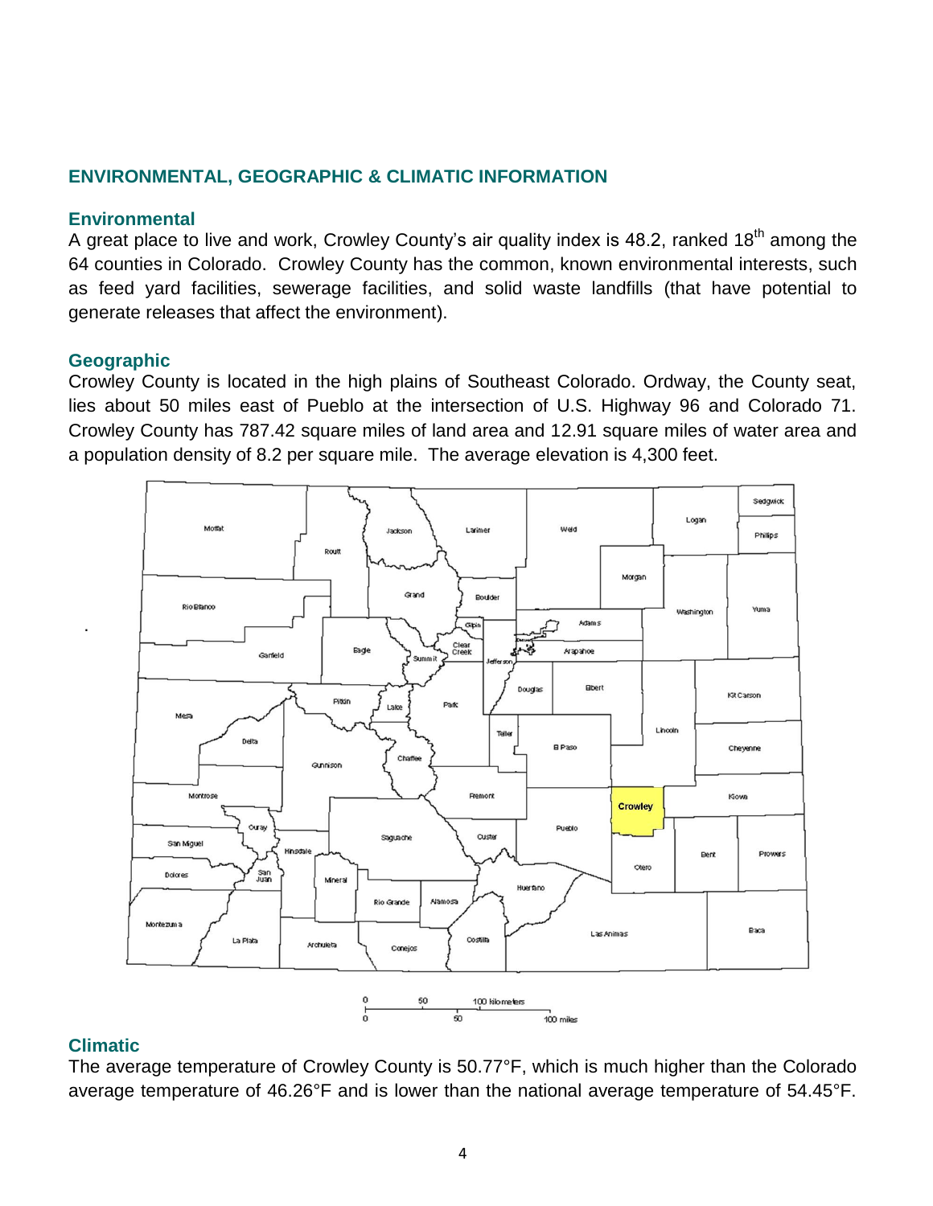## ENVIRONMENTAL, GEOGRAPHIC & CLIMATIC INFORMATION

### Environmental

A great place to live and work, Crowley County's air quality index is 48.2, ranked 18th among the 64 counties in Colorado. Crowley County has the common, known environmental interests, such as feed yard facilities, sewerage facilities, and solid waste landfills (that have potential to generate releases that affect the environment).

### Geographic

Crowley County is located in the high plains of Southeast Colorado. Ordway, the County seat, lies about 50 miles east of Pueblo at the intersection of U.S. Highway 96 and Colorado 71. Crowley County has 787.42 square miles of land area and 12.91 square miles of water area and a population density of 8.2 per square mile. The average elevation is 4,300 feet.

### Climatic

The average temperature of Crowley County is 50.77°F, which is much higher than the Colorado average temperature of 46.26°F and is lower than the national average temperature of 54.45°F.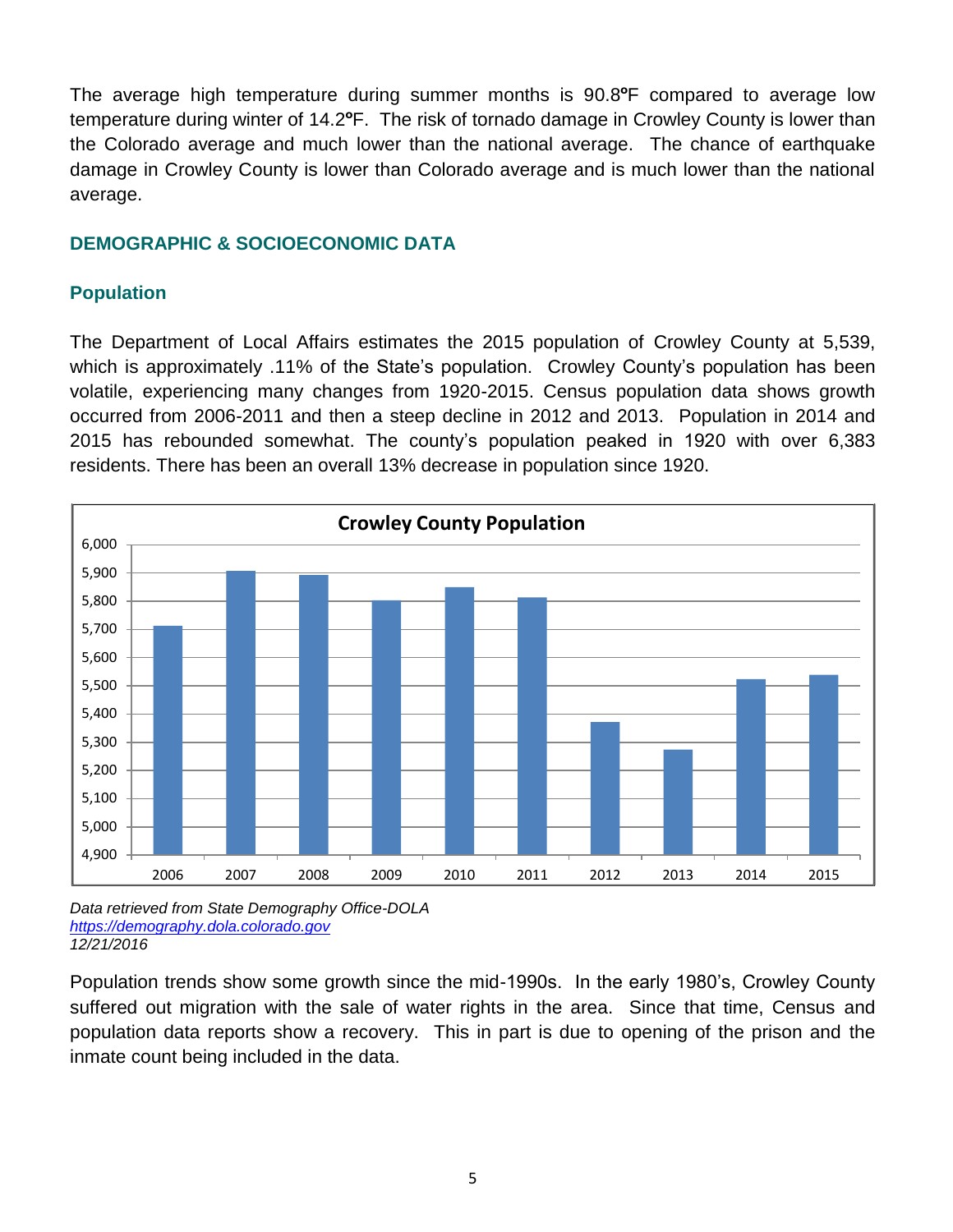The average high temperature during summer months is 90.8ºF compared to average low temperature during winter of 14.2ºF. The risk of tornado damage in Crowley County is lower than the Colorado average and much lower than the national average. The chance of earthquake damage in Crowley County is lower than Colorado average and is much lower than the national average.

## DEMOGRAPHIC & SOCIOECONOMIC DATA

### Population

The Department of Local Affairs estimates the 2015 population of Crowley County at 5,539, which is approximately .11% of the State's population. Crowley County's population has been volatile, experiencing many changes from 1920-2015. Census population data shows growth occurred from 2006-2011 and then a steep decline in 2012 and 2013. Population in 2014 and 2015 has rebounded somewhat. The county's population peaked in 1920 with over 6,383 residents. There has been an overall 13% decrease in population since 1920.

**Crowley County Population**

| Year | Population (approx.) |
|---|---|
| 2006 | 5,710 |
| 2007 | 5,905 |
| 2008 | 5,890 |
| 2009 | 5,800 |
| 2010 | 5,850 |
| 2011 | 5,810 |
| 2012 | 5,370 |
| 2013 | 5,270 |
| 2014 | 5,520 |
| 2015 | 5,539 |

*Data retrieved from State Demography Office-DOLA*
*https://demography.dola.colorado.gov*
*12/21/2016*

Population trends show some growth since the mid-1990s. In the early 1980's, Crowley County suffered out migration with the sale of water rights in the area. Since that time, Census and population data reports show a recovery. This in part is due to opening of the prison and the inmate count being included in the data.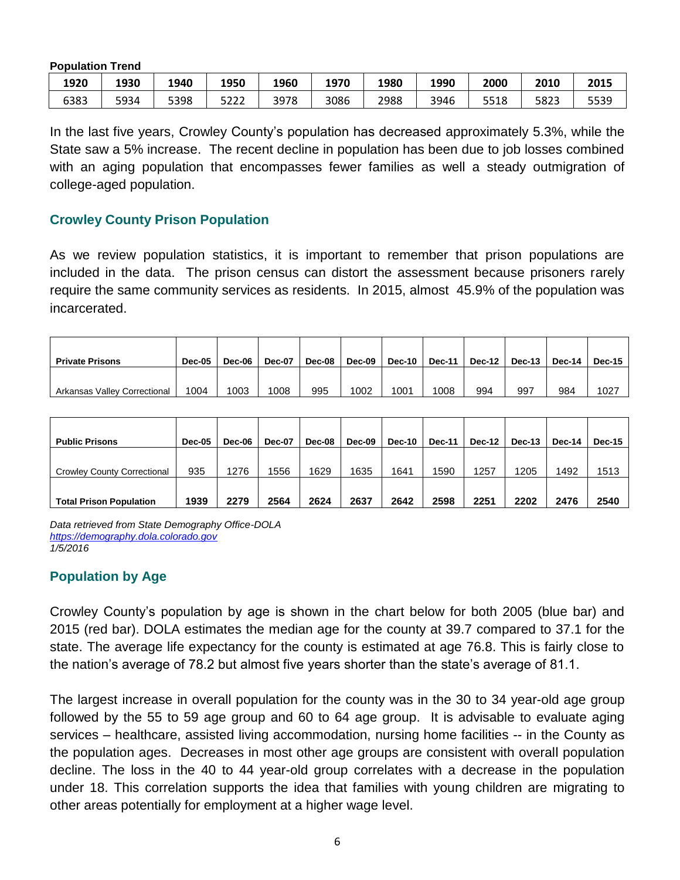**Population Trend**

| 1920 | 1930 | 1940 | 1950 | 1960 | 1970 | 1980 | 1990 | 2000 | 2010 | 2015 |
|---|---|---|---|---|---|---|---|---|---|---|
| 6383 | 5934 | 5398 | 5222 | 3978 | 3086 | 2988 | 3946 | 5518 | 5823 | 5539 |

In the last five years, Crowley County's population has decreased approximately 5.3%, while the State saw a 5% increase. The recent decline in population has been due to job losses combined with an aging population that encompasses fewer families as well a steady outmigration of college-aged population.

## Crowley County Prison Population

As we review population statistics, it is important to remember that prison populations are included in the data. The prison census can distort the assessment because prisoners rarely require the same community services as residents. In 2015, almost 45.9% of the population was incarcerated.

| Private Prisons | Dec-05 | Dec-06 | Dec-07 | Dec-08 | Dec-09 | Dec-10 | Dec-11 | Dec-12 | Dec-13 | Dec-14 | Dec-15 |
|---|---|---|---|---|---|---|---|---|---|---|---|
| Arkansas Valley Correctional | 1004 | 1003 | 1008 | 995 | 1002 | 1001 | 1008 | 994 | 997 | 984 | 1027 |

| Public Prisons | Dec-05 | Dec-06 | Dec-07 | Dec-08 | Dec-09 | Dec-10 | Dec-11 | Dec-12 | Dec-13 | Dec-14 | Dec-15 |
|---|---|---|---|---|---|---|---|---|---|---|---|
| Crowley County Correctional | 935 | 1276 | 1556 | 1629 | 1635 | 1641 | 1590 | 1257 | 1205 | 1492 | 1513 |
| **Total Prison Population** | **1939** | **2279** | **2564** | **2624** | **2637** | **2642** | **2598** | **2251** | **2202** | **2476** | **2540** |

*Data retrieved from State Demography Office-DOLA*
*https://demography.dola.colorado.gov*
*1/5/2016*

## Population by Age

Crowley County's population by age is shown in the chart below for both 2005 (blue bar) and 2015 (red bar). DOLA estimates the median age for the county at 39.7 compared to 37.1 for the state. The average life expectancy for the county is estimated at age 76.8. This is fairly close to the nation's average of 78.2 but almost five years shorter than the state's average of 81.1.

The largest increase in overall population for the county was in the 30 to 34 year-old age group followed by the 55 to 59 age group and 60 to 64 age group. It is advisable to evaluate aging services – healthcare, assisted living accommodation, nursing home facilities -- in the County as the population ages. Decreases in most other age groups are consistent with overall population decline. The loss in the 40 to 44 year-old group correlates with a decrease in the population under 18. This correlation supports the idea that families with young children are migrating to other areas potentially for employment at a higher wage level.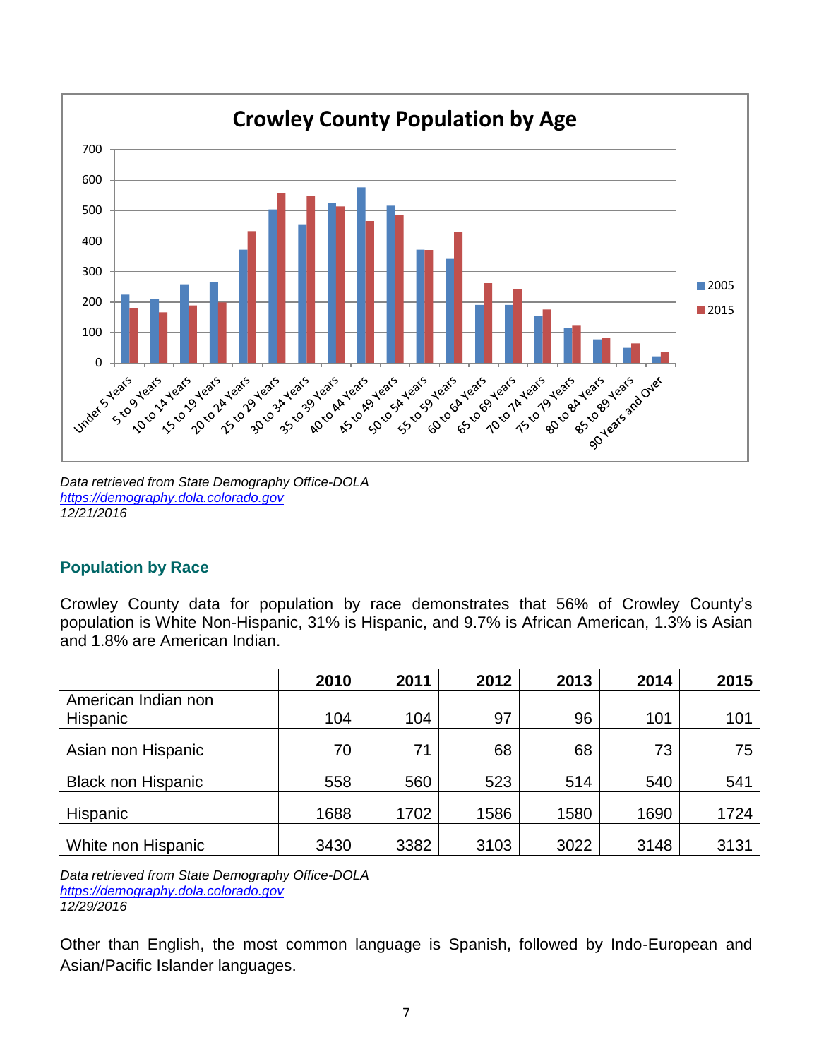## Crowley County Population by Age

*Data retrieved from State Demography Office-DOLA*
*[https://demography.dola.colorado.gov](https://demography.dola.colorado.gov)*
*12/21/2016*

## Population by Race

Crowley County data for population by race demonstrates that 56% of Crowley County's population is White Non-Hispanic, 31% is Hispanic, and 9.7% is African American, 1.3% is Asian and 1.8% are American Indian.

| | 2010 | 2011 | 2012 | 2013 | 2014 | 2015 |
|---|---|---|---|---|---|---|
| American Indian non Hispanic | 104 | 104 | 97 | 96 | 101 | 101 |
| Asian non Hispanic | 70 | 71 | 68 | 68 | 73 | 75 |
| Black non Hispanic | 558 | 560 | 523 | 514 | 540 | 541 |
| Hispanic | 1688 | 1702 | 1586 | 1580 | 1690 | 1724 |
| White non Hispanic | 3430 | 3382 | 3103 | 3022 | 3148 | 3131 |

*Data retrieved from State Demography Office-DOLA*
*[https://demography.dola.colorado.gov](https://demography.dola.colorado.gov)*
*12/29/2016*

Other than English, the most common language is Spanish, followed by Indo-European and Asian/Pacific Islander languages.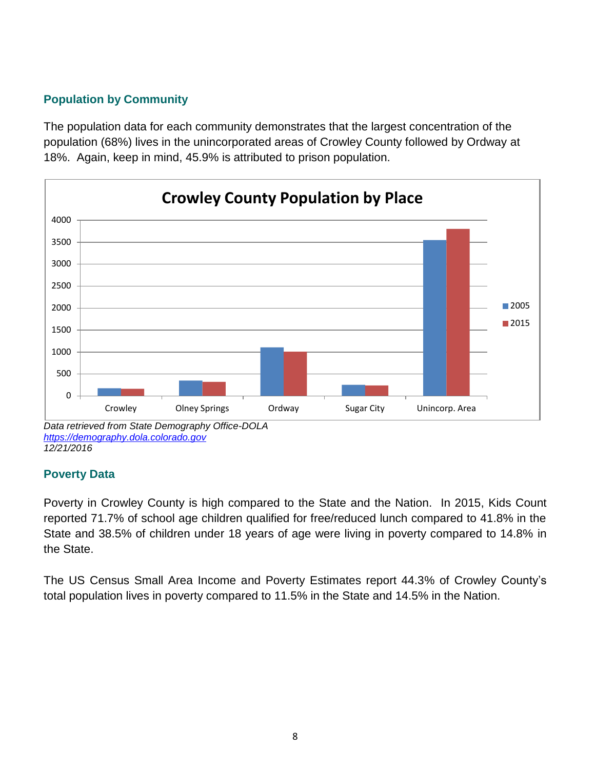## Population by Community

The population data for each community demonstrates that the largest concentration of the population (68%) lives in the unincorporated areas of Crowley County followed by Ordway at 18%. Again, keep in mind, 45.9% is attributed to prison population.

**Crowley County Population by Place**

*Data retrieved from State Demography Office-DOLA*
*https://demography.dola.colorado.gov*
*12/21/2016*

## Poverty Data

Poverty in Crowley County is high compared to the State and the Nation. In 2015, Kids Count reported 71.7% of school age children qualified for free/reduced lunch compared to 41.8% in the State and 38.5% of children under 18 years of age were living in poverty compared to 14.8% in the State.

The US Census Small Area Income and Poverty Estimates report 44.3% of Crowley County's total population lives in poverty compared to 11.5% in the State and 14.5% in the Nation.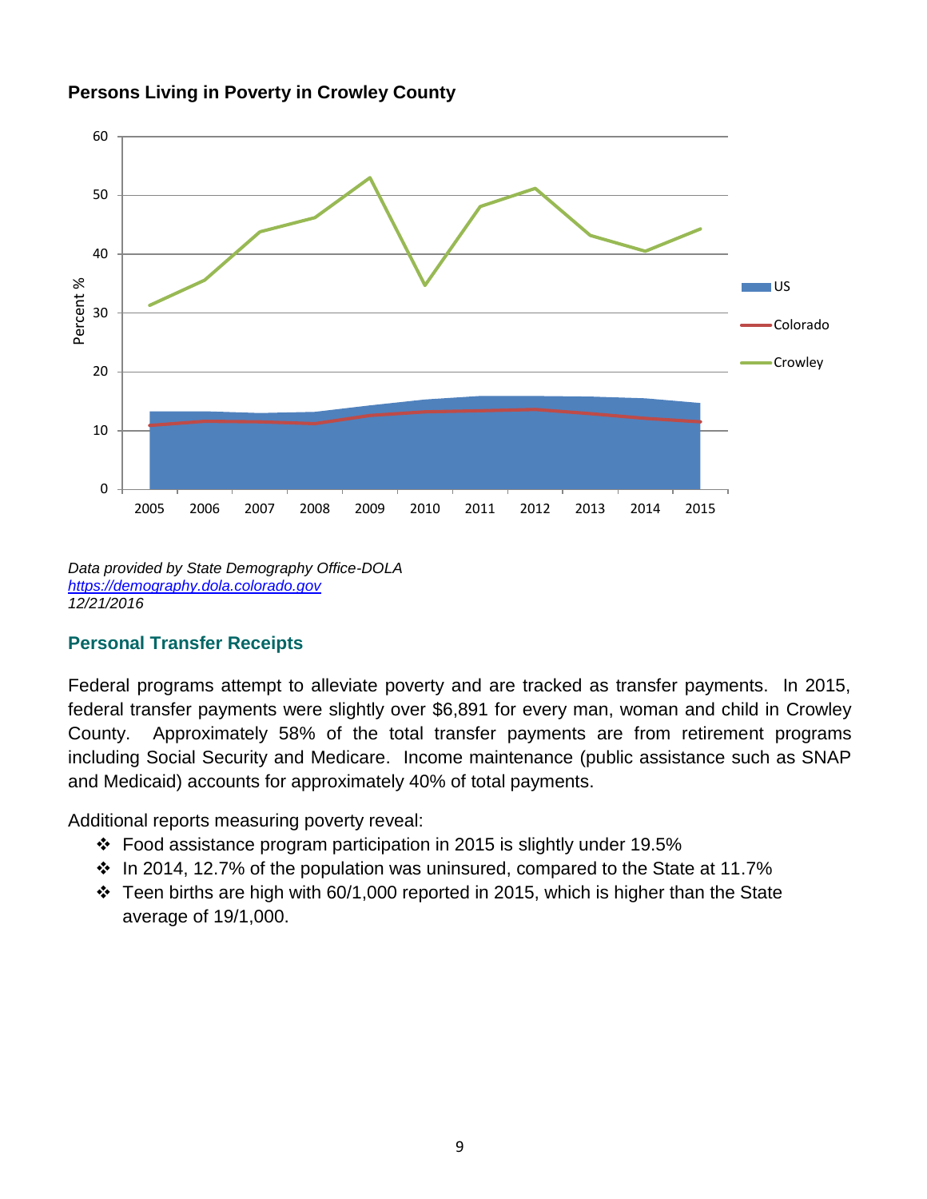**Persons Living in Poverty in Crowley County**

*Data provided by State Demography Office-DOLA*
*[https://demography.dola.colorado.gov](https://demography.dola.colorado.gov)*
*12/21/2016*

## Personal Transfer Receipts

Federal programs attempt to alleviate poverty and are tracked as transfer payments. In 2015, federal transfer payments were slightly over $6,891 for every man, woman and child in Crowley County. Approximately 58% of the total transfer payments are from retirement programs including Social Security and Medicare. Income maintenance (public assistance such as SNAP and Medicaid) accounts for approximately 40% of total payments.

Additional reports measuring poverty reveal:

- Food assistance program participation in 2015 is slightly under 19.5%
- In 2014, 12.7% of the population was uninsured, compared to the State at 11.7%
- Teen births are high with 60/1,000 reported in 2015, which is higher than the State average of 19/1,000.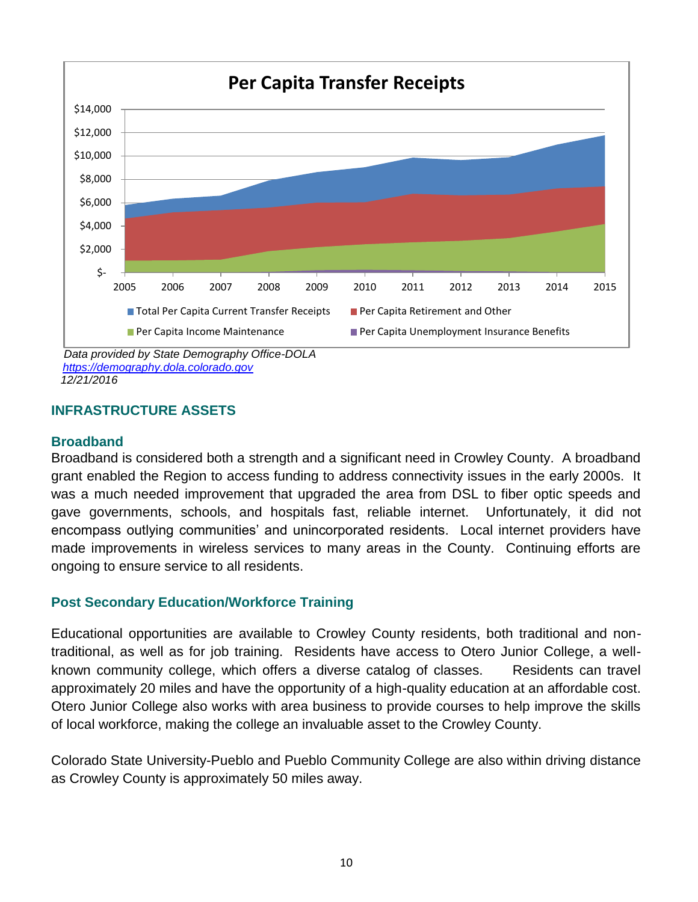**Per Capita Transfer Receipts**

*Data provided by State Demography Office-DOLA*
*[https://demography.dola.colorado.gov](https://demography.dola.colorado.gov)*
*12/21/2016*

## INFRASTRUCTURE ASSETS

### Broadband

Broadband is considered both a strength and a significant need in Crowley County. A broadband grant enabled the Region to access funding to address connectivity issues in the early 2000s. It was a much needed improvement that upgraded the area from DSL to fiber optic speeds and gave governments, schools, and hospitals fast, reliable internet. Unfortunately, it did not encompass outlying communities' and unincorporated residents. Local internet providers have made improvements in wireless services to many areas in the County. Continuing efforts are ongoing to ensure service to all residents.

### Post Secondary Education/Workforce Training

Educational opportunities are available to Crowley County residents, both traditional and non-traditional, as well as for job training. Residents have access to Otero Junior College, a well-known community college, which offers a diverse catalog of classes. Residents can travel approximately 20 miles and have the opportunity of a high-quality education at an affordable cost. Otero Junior College also works with area business to provide courses to help improve the skills of local workforce, making the college an invaluable asset to the Crowley County.

Colorado State University-Pueblo and Pueblo Community College are also within driving distance as Crowley County is approximately 50 miles away.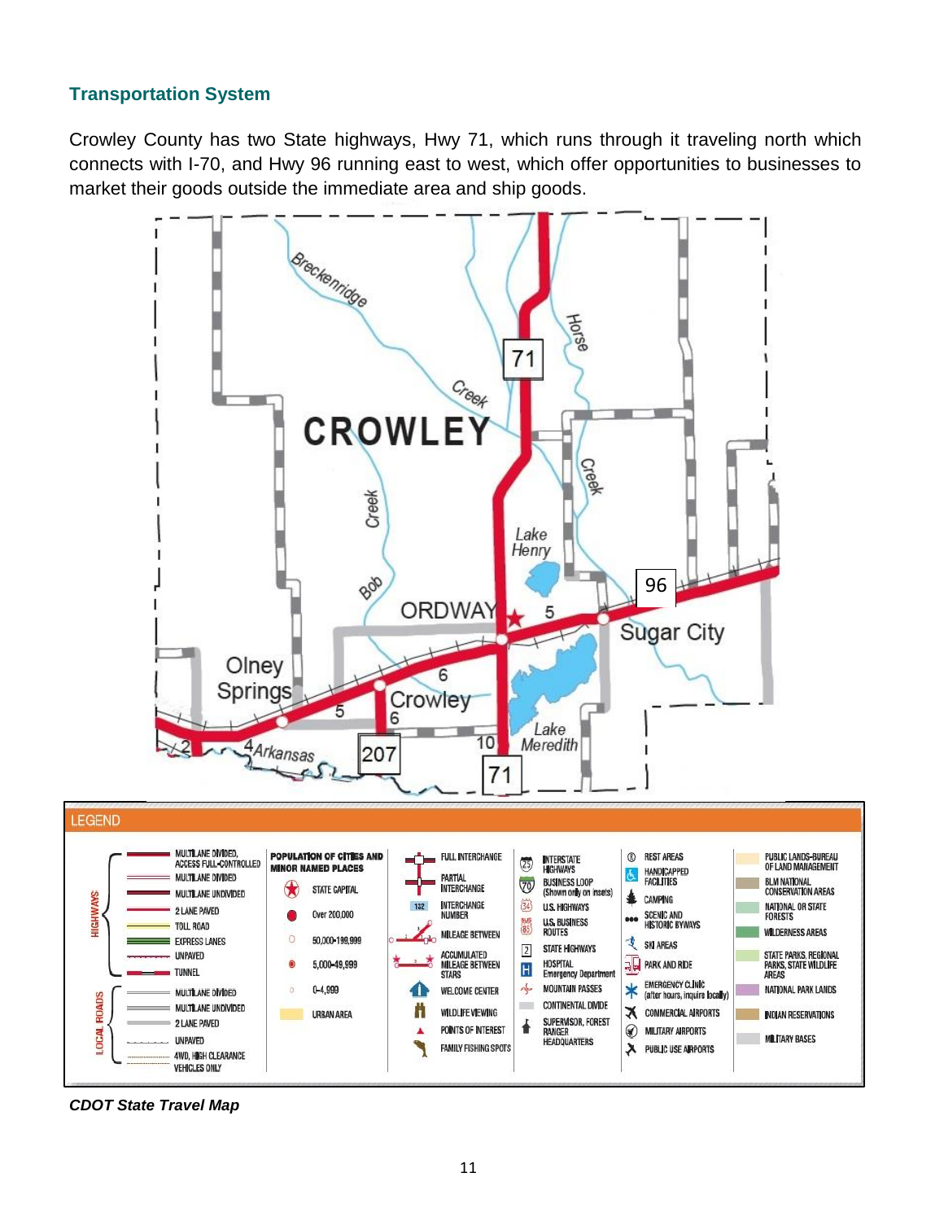## Transportation System

Crowley County has two State highways, Hwy 71, which runs through it traveling north which connects with I-70, and Hwy 96 running east to west, which offer opportunities to businesses to market their goods outside the immediate area and ship goods.

***CDOT State Travel Map***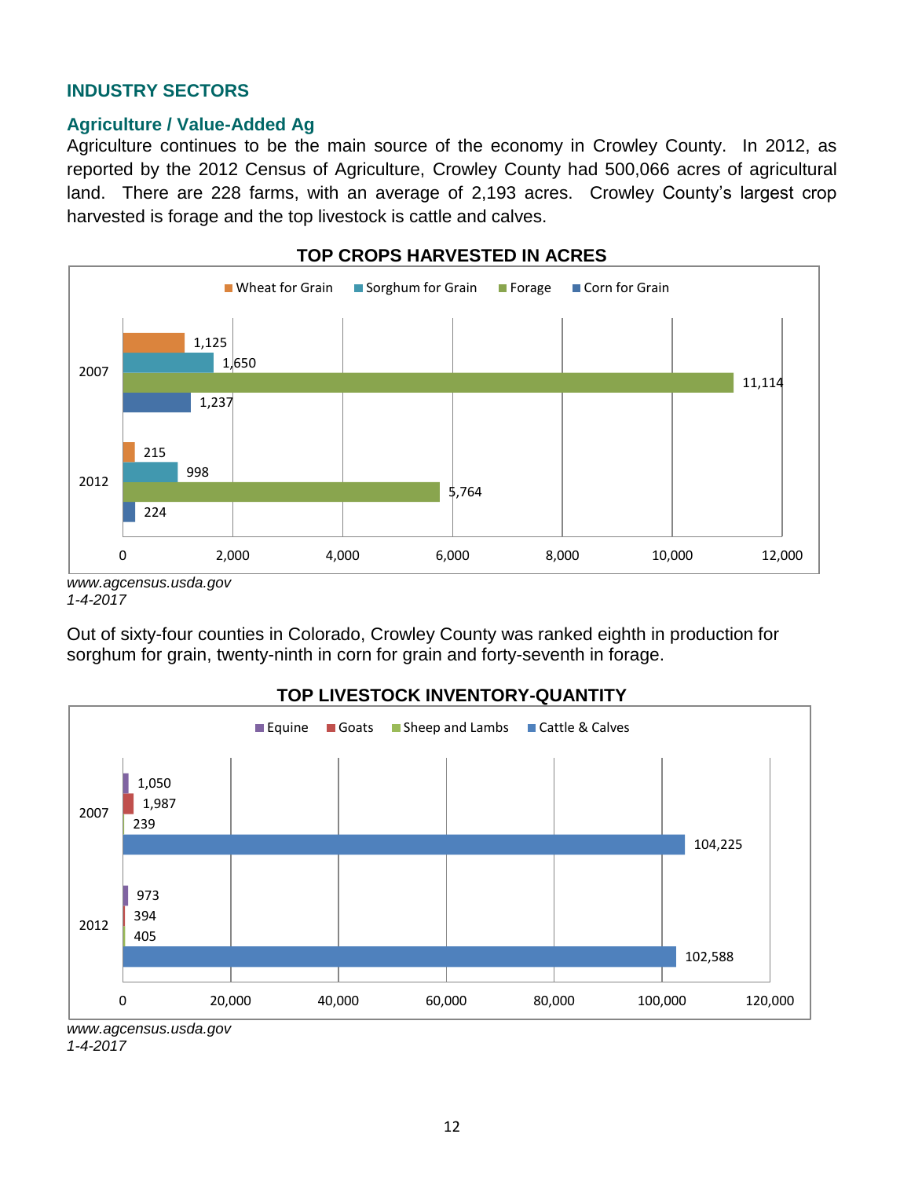## INDUSTRY SECTORS

### Agriculture / Value-Added Ag

Agriculture continues to be the main source of the economy in Crowley County. In 2012, as reported by the 2012 Census of Agriculture, Crowley County had 500,066 acres of agricultural land. There are 228 farms, with an average of 2,193 acres. Crowley County's largest crop harvested is forage and the top livestock is cattle and calves.

**TOP CROPS HARVESTED IN ACRES**

| Year | Wheat for Grain | Sorghum for Grain | Forage | Corn for Grain |
|---|---|---|---|---|
| 2007 | 1,125 | 1,650 | 11,114 | 1,237 |
| 2012 | 215 | 998 | 5,764 | 224 |

*www.agcensus.usda.gov*
*1-4-2017*

Out of sixty-four counties in Colorado, Crowley County was ranked eighth in production for sorghum for grain, twenty-ninth in corn for grain and forty-seventh in forage.

**TOP LIVESTOCK INVENTORY-QUANTITY**

| Year | Equine | Goats | Sheep and Lambs | Cattle & Calves |
|---|---|---|---|---|
| 2007 | 1,050 | 1,987 | 239 | 104,225 |
| 2012 | 973 | 394 | 405 | 102,588 |

*www.agcensus.usda.gov*
*1-4-2017*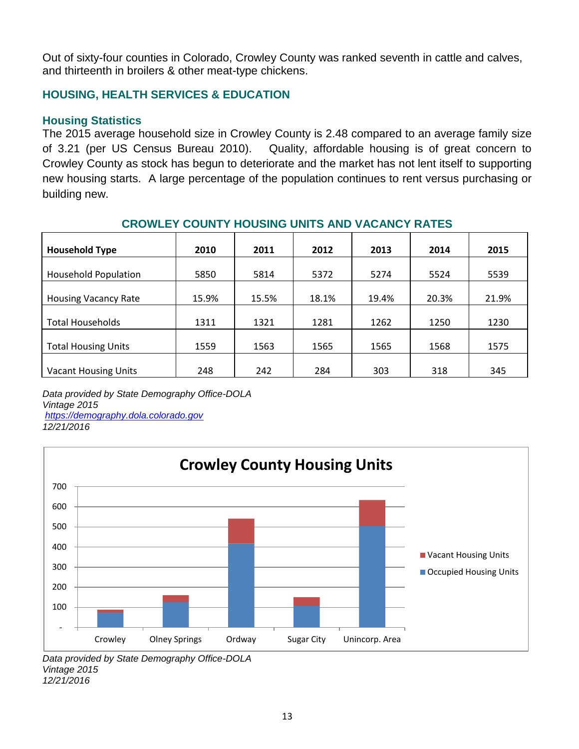Out of sixty-four counties in Colorado, Crowley County was ranked seventh in cattle and calves, and thirteenth in broilers & other meat-type chickens.

## HOUSING, HEALTH SERVICES & EDUCATION

### Housing Statistics

The 2015 average household size in Crowley County is 2.48 compared to an average family size of 3.21 (per US Census Bureau 2010). Quality, affordable housing is of great concern to Crowley County as stock has begun to deteriorate and the market has not lent itself to supporting new housing starts. A large percentage of the population continues to rent versus purchasing or building new.

**CROWLEY COUNTY HOUSING UNITS AND VACANCY RATES**

| Household Type | 2010 | 2011 | 2012 | 2013 | 2014 | 2015 |
|---|---|---|---|---|---|---|
| Household Population | 5850 | 5814 | 5372 | 5274 | 5524 | 5539 |
| Housing Vacancy Rate | 15.9% | 15.5% | 18.1% | 19.4% | 20.3% | 21.9% |
| Total Households | 1311 | 1321 | 1281 | 1262 | 1250 | 1230 |
| Total Housing Units | 1559 | 1563 | 1565 | 1565 | 1568 | 1575 |
| Vacant Housing Units | 248 | 242 | 284 | 303 | 318 | 345 |

*Data provided by State Demography Office-DOLA*
*Vintage 2015*
*https://demography.dola.colorado.gov*
*12/21/2016*

**Crowley County Housing Units**

*Data provided by State Demography Office-DOLA*
*Vintage 2015*
*12/21/2016*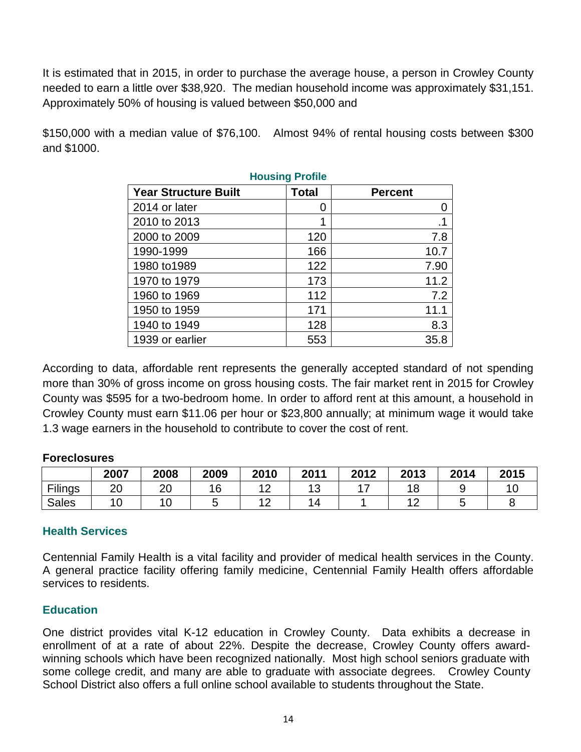It is estimated that in 2015, in order to purchase the average house, a person in Crowley County needed to earn a little over $38,920. The median household income was approximately $31,151. Approximately 50% of housing is valued between $50,000 and

$150,000 with a median value of $76,100. Almost 94% of rental housing costs between $300 and $1000.

**Housing Profile**

| Year Structure Built | Total | Percent |
|---|---|---|
| 2014 or later | 0 | 0 |
| 2010 to 2013 | 1 | .1 |
| 2000 to 2009 | 120 | 7.8 |
| 1990-1999 | 166 | 10.7 |
| 1980 to1989 | 122 | 7.90 |
| 1970 to 1979 | 173 | 11.2 |
| 1960 to 1969 | 112 | 7.2 |
| 1950 to 1959 | 171 | 11.1 |
| 1940 to 1949 | 128 | 8.3 |
| 1939 or earlier | 553 | 35.8 |

According to data, affordable rent represents the generally accepted standard of not spending more than 30% of gross income on gross housing costs. The fair market rent in 2015 for Crowley County was $595 for a two-bedroom home. In order to afford rent at this amount, a household in Crowley County must earn $11.06 per hour or $23,800 annually; at minimum wage it would take 1.3 wage earners in the household to contribute to cover the cost of rent.

**Foreclosures**

| | 2007 | 2008 | 2009 | 2010 | 2011 | 2012 | 2013 | 2014 | 2015 |
|---|---|---|---|---|---|---|---|---|---|
| Filings | 20 | 20 | 16 | 12 | 13 | 17 | 18 | 9 | 10 |
| Sales | 10 | 10 | 5 | 12 | 14 | 1 | 12 | 5 | 8 |

## Health Services

Centennial Family Health is a vital facility and provider of medical health services in the County. A general practice facility offering family medicine, Centennial Family Health offers affordable services to residents.

## Education

One district provides vital K-12 education in Crowley County. Data exhibits a decrease in enrollment of at a rate of about 22%. Despite the decrease, Crowley County offers award-winning schools which have been recognized nationally. Most high school seniors graduate with some college credit, and many are able to graduate with associate degrees. Crowley County School District also offers a full online school available to students throughout the State.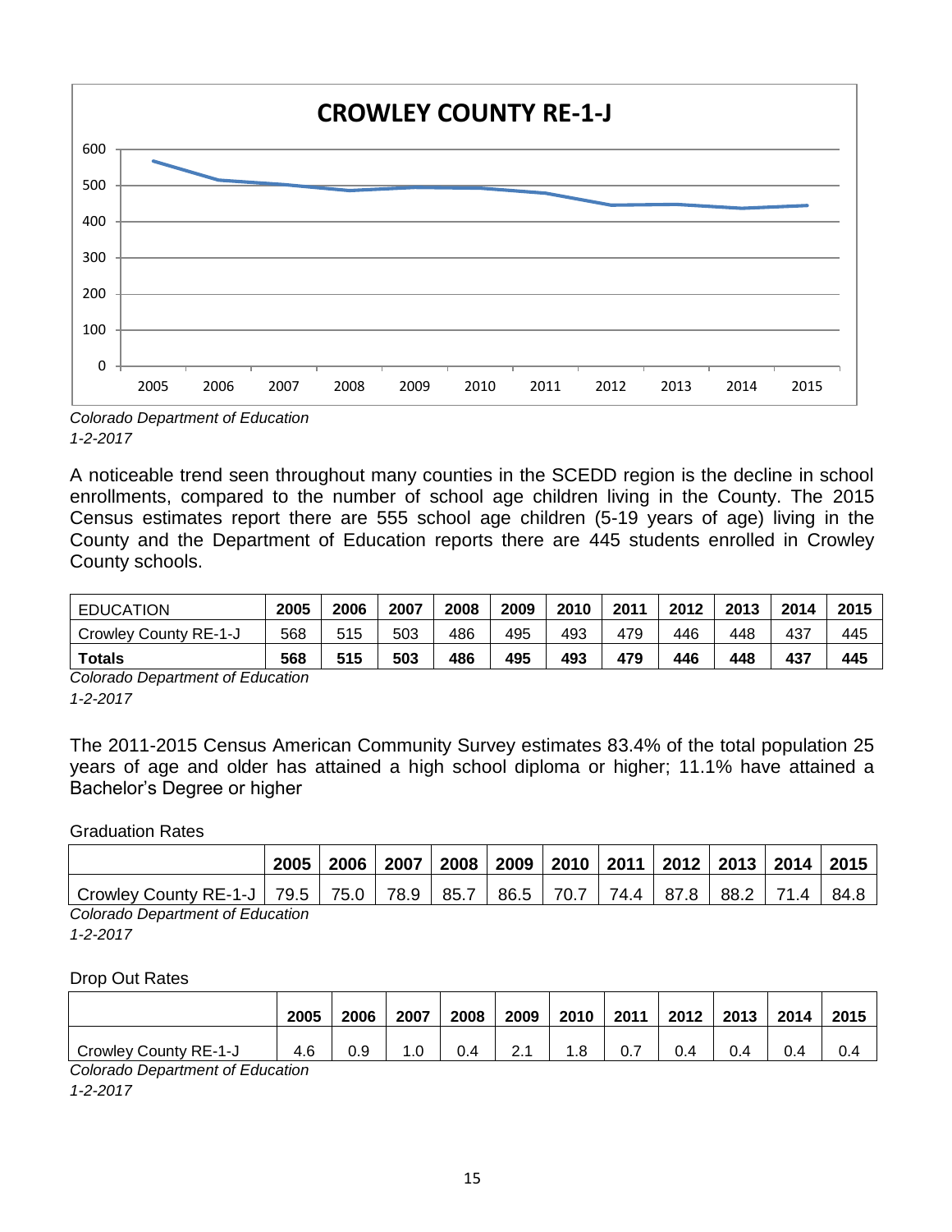**CROWLEY COUNTY RE-1-J**

*Colorado Department of Education*
*1-2-2017*

A noticeable trend seen throughout many counties in the SCEDD region is the decline in school enrollments, compared to the number of school age children living in the County. The 2015 Census estimates report there are 555 school age children (5-19 years of age) living in the County and the Department of Education reports there are 445 students enrolled in Crowley County schools.

| EDUCATION | 2005 | 2006 | 2007 | 2008 | 2009 | 2010 | 2011 | 2012 | 2013 | 2014 | 2015 |
|---|---|---|---|---|---|---|---|---|---|---|---|
| Crowley County RE-1-J | 568 | 515 | 503 | 486 | 495 | 493 | 479 | 446 | 448 | 437 | 445 |
| **Totals** | **568** | **515** | **503** | **486** | **495** | **493** | **479** | **446** | **448** | **437** | **445** |

*Colorado Department of Education*
*1-2-2017*

The 2011-2015 Census American Community Survey estimates 83.4% of the total population 25 years of age and older has attained a high school diploma or higher; 11.1% have attained a Bachelor's Degree or higher

Graduation Rates

| | 2005 | 2006 | 2007 | 2008 | 2009 | 2010 | 2011 | 2012 | 2013 | 2014 | 2015 |
|---|---|---|---|---|---|---|---|---|---|---|---|
| Crowley County RE-1-J | 79.5 | 75.0 | 78.9 | 85.7 | 86.5 | 70.7 | 74.4 | 87.8 | 88.2 | 71.4 | 84.8 |

*Colorado Department of Education*
*1-2-2017*

Drop Out Rates

| | 2005 | 2006 | 2007 | 2008 | 2009 | 2010 | 2011 | 2012 | 2013 | 2014 | 2015 |
|---|---|---|---|---|---|---|---|---|---|---|---|
| Crowley County RE-1-J | 4.6 | 0.9 | 1.0 | 0.4 | 2.1 | 1.8 | 0.7 | 0.4 | 0.4 | 0.4 | 0.4 |

*Colorado Department of Education*
*1-2-2017*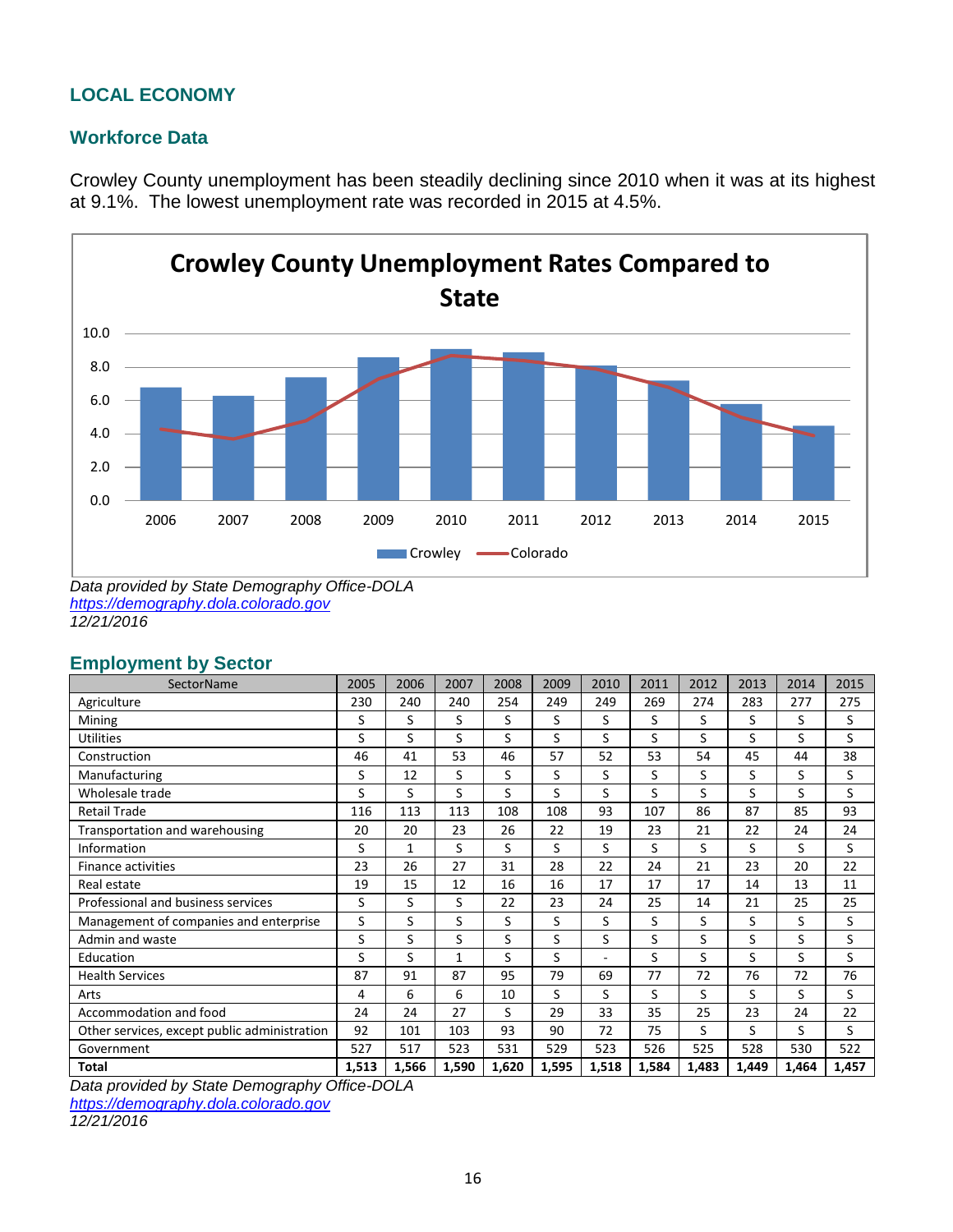## LOCAL ECONOMY

### Workforce Data

Crowley County unemployment has been steadily declining since 2010 when it was at its highest at 9.1%. The lowest unemployment rate was recorded in 2015 at 4.5%.

**Crowley County Unemployment Rates Compared to State**

*Data provided by State Demography Office-DOLA*
*https://demography.dola.colorado.gov*
*12/21/2016*

### Employment by Sector

| SectorName | 2005 | 2006 | 2007 | 2008 | 2009 | 2010 | 2011 | 2012 | 2013 | 2014 | 2015 |
|---|---|---|---|---|---|---|---|---|---|---|---|
| Agriculture | 230 | 240 | 240 | 254 | 249 | 249 | 269 | 274 | 283 | 277 | 275 |
| Mining | S | S | S | S | S | S | S | S | S | S | S |
| Utilities | S | S | S | S | S | S | S | S | S | S | S |
| Construction | 46 | 41 | 53 | 46 | 57 | 52 | 53 | 54 | 45 | 44 | 38 |
| Manufacturing | S | 12 | S | S | S | S | S | S | S | S | S |
| Wholesale trade | S | S | S | S | S | S | S | S | S | S | S |
| Retail Trade | 116 | 113 | 113 | 108 | 108 | 93 | 107 | 86 | 87 | 85 | 93 |
| Transportation and warehousing | 20 | 20 | 23 | 26 | 22 | 19 | 23 | 21 | 22 | 24 | 24 |
| Information | S | 1 | S | S | S | S | S | S | S | S | S |
| Finance activities | 23 | 26 | 27 | 31 | 28 | 22 | 24 | 21 | 23 | 20 | 22 |
| Real estate | 19 | 15 | 12 | 16 | 16 | 17 | 17 | 17 | 14 | 13 | 11 |
| Professional and business services | S | S | S | 22 | 23 | 24 | 25 | 14 | 21 | 25 | 25 |
| Management of companies and enterprise | S | S | S | S | S | S | S | S | S | S | S |
| Admin and waste | S | S | S | S | S | S | S | S | S | S | S |
| Education | S | S | 1 | S | S | - | S | S | S | S | S |
| Health Services | 87 | 91 | 87 | 95 | 79 | 69 | 77 | 72 | 76 | 72 | 76 |
| Arts | 4 | 6 | 6 | 10 | S | S | S | S | S | S | S |
| Accommodation and food | 24 | 24 | 27 | S | 29 | 33 | 35 | 25 | 23 | 24 | 22 |
| Other services, except public administration | 92 | 101 | 103 | 93 | 90 | 72 | 75 | S | S | S | S |
| Government | 527 | 517 | 523 | 531 | 529 | 523 | 526 | 525 | 528 | 530 | 522 |
| **Total** | **1,513** | **1,566** | **1,590** | **1,620** | **1,595** | **1,518** | **1,584** | **1,483** | **1,449** | **1,464** | **1,457** |

*Data provided by State Demography Office-DOLA*
*https://demography.dola.colorado.gov*
*12/21/2016*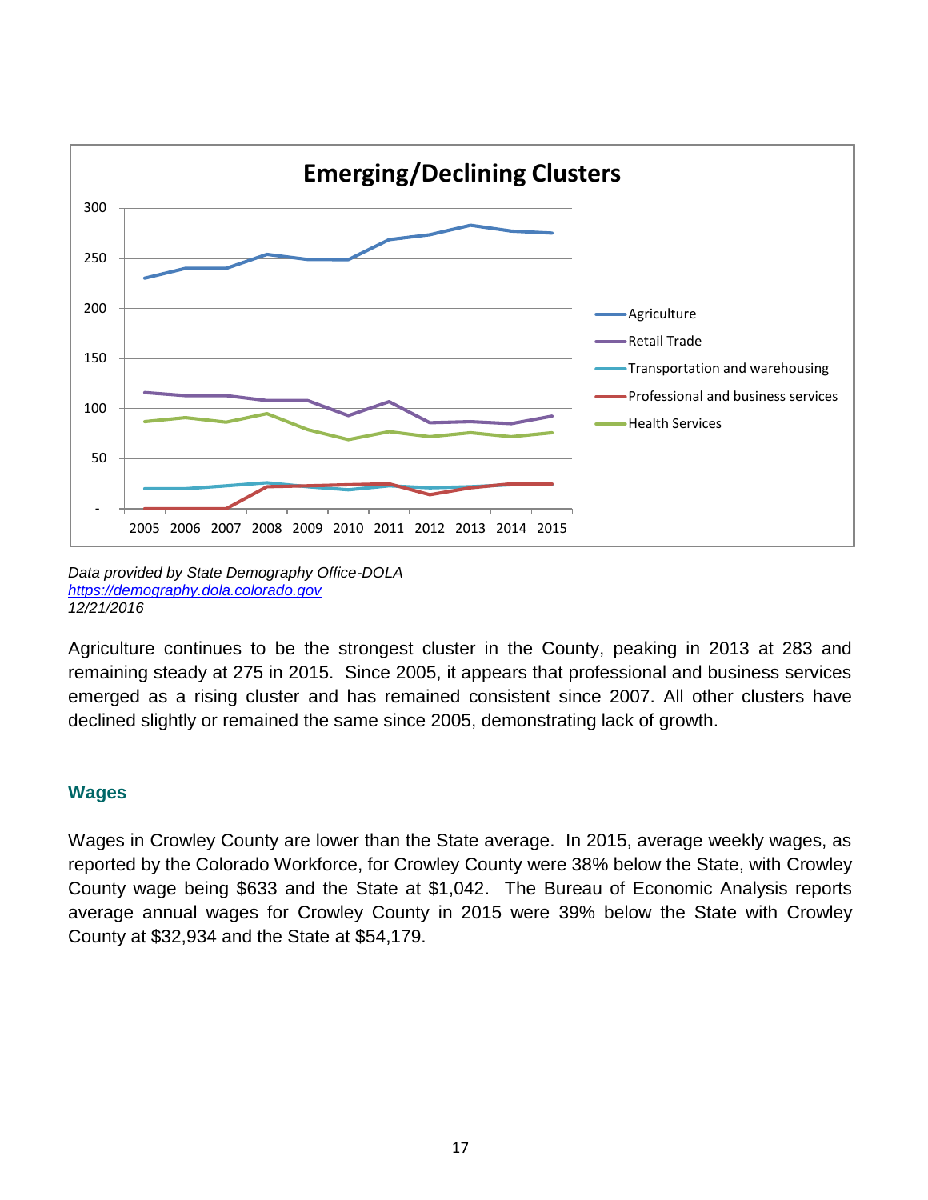*Data provided by State Demography Office-DOLA*
*[https://demography.dola.colorado.gov](https://demography.dola.colorado.gov)*
*12/21/2016*

Agriculture continues to be the strongest cluster in the County, peaking in 2013 at 283 and remaining steady at 275 in 2015. Since 2005, it appears that professional and business services emerged as a rising cluster and has remained consistent since 2007. All other clusters have declined slightly or remained the same since 2005, demonstrating lack of growth.

## Wages

Wages in Crowley County are lower than the State average. In 2015, average weekly wages, as reported by the Colorado Workforce, for Crowley County were 38% below the State, with Crowley County wage being $633 and the State at $1,042. The Bureau of Economic Analysis reports average annual wages for Crowley County in 2015 were 39% below the State with Crowley County at $32,934 and the State at $54,179.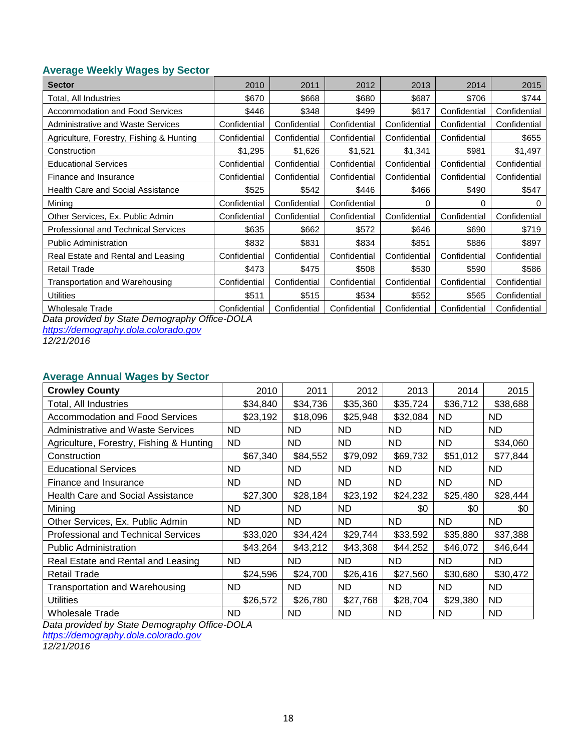### Average Weekly Wages by Sector

| Sector | 2010 | 2011 | 2012 | 2013 | 2014 | 2015 |
|---|---|---|---|---|---|---|
| Total, All Industries | $670 | $668 | $680 | $687 | $706 | $744 |
| Accommodation and Food Services | $446 | $348 | $499 | $617 | Confidential | Confidential |
| Administrative and Waste Services | Confidential | Confidential | Confidential | Confidential | Confidential | Confidential |
| Agriculture, Forestry, Fishing & Hunting | Confidential | Confidential | Confidential | Confidential | Confidential | $655 |
| Construction | $1,295 | $1,626 | $1,521 | $1,341 | $981 | $1,497 |
| Educational Services | Confidential | Confidential | Confidential | Confidential | Confidential | Confidential |
| Finance and Insurance | Confidential | Confidential | Confidential | Confidential | Confidential | Confidential |
| Health Care and Social Assistance | $525 | $542 | $446 | $466 | $490 | $547 |
| Mining | Confidential | Confidential | Confidential | 0 | 0 | 0 |
| Other Services, Ex. Public Admin | Confidential | Confidential | Confidential | Confidential | Confidential | Confidential |
| Professional and Technical Services | $635 | $662 | $572 | $646 | $690 | $719 |
| Public Administration | $832 | $831 | $834 | $851 | $886 | $897 |
| Real Estate and Rental and Leasing | Confidential | Confidential | Confidential | Confidential | Confidential | Confidential |
| Retail Trade | $473 | $475 | $508 | $530 | $590 | $586 |
| Transportation and Warehousing | Confidential | Confidential | Confidential | Confidential | Confidential | Confidential |
| Utilities | $511 | $515 | $534 | $552 | $565 | Confidential |
| Wholesale Trade | Confidential | Confidential | Confidential | Confidential | Confidential | Confidential |

*Data provided by State Demography Office-DOLA*
*https://demography.dola.colorado.gov*
*12/21/2016*

### Average Annual Wages by Sector

| Crowley County | 2010 | 2011 | 2012 | 2013 | 2014 | 2015 |
|---|---|---|---|---|---|---|
| Total, All Industries | $34,840 | $34,736 | $35,360 | $35,724 | $36,712 | $38,688 |
| Accommodation and Food Services | $23,192 | $18,096 | $25,948 | $32,084 | ND | ND |
| Administrative and Waste Services | ND | ND | ND | ND | ND | ND |
| Agriculture, Forestry, Fishing & Hunting | ND | ND | ND | ND | ND | $34,060 |
| Construction | $67,340 | $84,552 | $79,092 | $69,732 | $51,012 | $77,844 |
| Educational Services | ND | ND | ND | ND | ND | ND |
| Finance and Insurance | ND | ND | ND | ND | ND | ND |
| Health Care and Social Assistance | $27,300 | $28,184 | $23,192 | $24,232 | $25,480 | $28,444 |
| Mining | ND | ND | ND | $0 | $0 | $0 |
| Other Services, Ex. Public Admin | ND | ND | ND | ND | ND | ND |
| Professional and Technical Services | $33,020 | $34,424 | $29,744 | $33,592 | $35,880 | $37,388 |
| Public Administration | $43,264 | $43,212 | $43,368 | $44,252 | $46,072 | $46,644 |
| Real Estate and Rental and Leasing | ND | ND | ND | ND | ND | ND |
| Retail Trade | $24,596 | $24,700 | $26,416 | $27,560 | $30,680 | $30,472 |
| Transportation and Warehousing | ND | ND | ND | ND | ND | ND |
| Utilities | $26,572 | $26,780 | $27,768 | $28,704 | $29,380 | ND |
| Wholesale Trade | ND | ND | ND | ND | ND | ND |

*Data provided by State Demography Office-DOLA*
*https://demography.dola.colorado.gov*
*12/21/2016*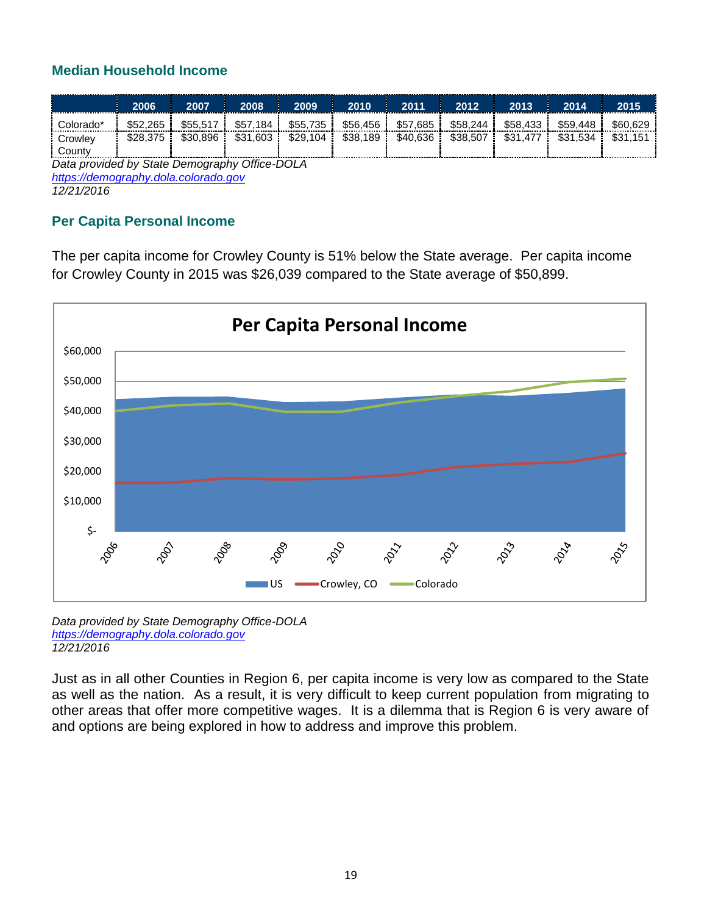## Median Household Income

| | 2006 | 2007 | 2008 | 2009 | 2010 | 2011 | 2012 | 2013 | 2014 | 2015 |
|---|---|---|---|---|---|---|---|---|---|---|
| Colorado* | $52,265 | $55,517 | $57,184 | $55,735 | $56,456 | $57,685 | $58,244 | $58,433 | $59,448 | $60,629 |
| Crowley County | $28,375 | $30,896 | $31,603 | $29,104 | $38,189 | $40,636 | $38,507 | $31,477 | $31,534 | $31,151 |

*Data provided by State Demography Office-DOLA*
*https://demography.dola.colorado.gov*
*12/21/2016*

## Per Capita Personal Income

The per capita income for Crowley County is 51% below the State average. Per capita income for Crowley County in 2015 was $26,039 compared to the State average of $50,899.

**Per Capita Personal Income**

(Chart: US, Crowley, CO, and Colorado per capita personal income, 2006–2015; y-axis from $- to $60,000)

*Data provided by State Demography Office-DOLA*
*https://demography.dola.colorado.gov*
*12/21/2016*

Just as in all other Counties in Region 6, per capita income is very low as compared to the State as well as the nation. As a result, it is very difficult to keep current population from migrating to other areas that offer more competitive wages. It is a dilemma that is Region 6 is very aware of and options are being explored in how to address and improve this problem.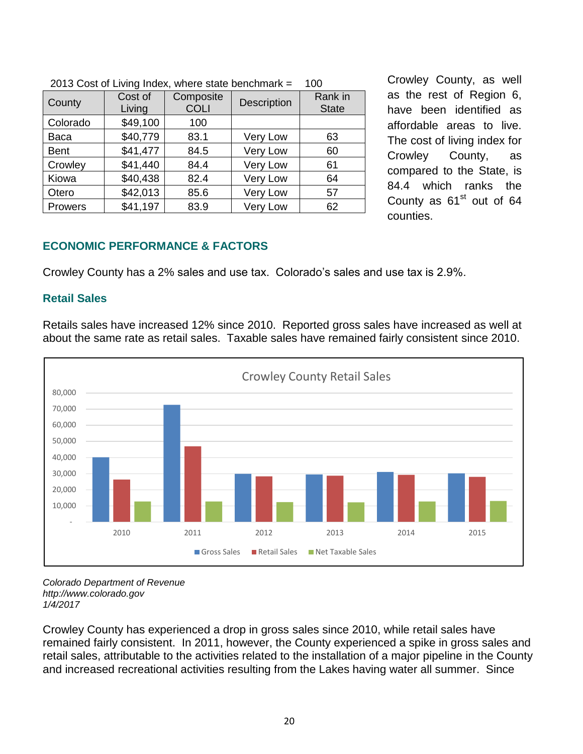2013 Cost of Living Index, where state benchmark = 100

| County | Cost of Living | Composite COLI | Description | Rank in State |
|---|---|---|---|---|
| Colorado | $49,100 | 100 | | |
| Baca | $40,779 | 83.1 | Very Low | 63 |
| Bent | $41,477 | 84.5 | Very Low | 60 |
| Crowley | $41,440 | 84.4 | Very Low | 61 |
| Kiowa | $40,438 | 82.4 | Very Low | 64 |
| Otero | $42,013 | 85.6 | Very Low | 57 |
| Prowers | $41,197 | 83.9 | Very Low | 62 |

Crowley County, as well as the rest of Region 6, have been identified as affordable areas to live. The cost of living index for Crowley County, as compared to the State, is 84.4 which ranks the County as 61st out of 64 counties.

## ECONOMIC PERFORMANCE & FACTORS

Crowley County has a 2% sales and use tax. Colorado's sales and use tax is 2.9%.

### Retail Sales

Retails sales have increased 12% since 2010. Reported gross sales have increased as well at about the same rate as retail sales. Taxable sales have remained fairly consistent since 2010.

Crowley County Retail Sales

*Colorado Department of Revenue*
*http://www.colorado.gov*
*1/4/2017*

Crowley County has experienced a drop in gross sales since 2010, while retail sales have remained fairly consistent. In 2011, however, the County experienced a spike in gross sales and retail sales, attributable to the activities related to the installation of a major pipeline in the County and increased recreational activities resulting from the Lakes having water all summer. Since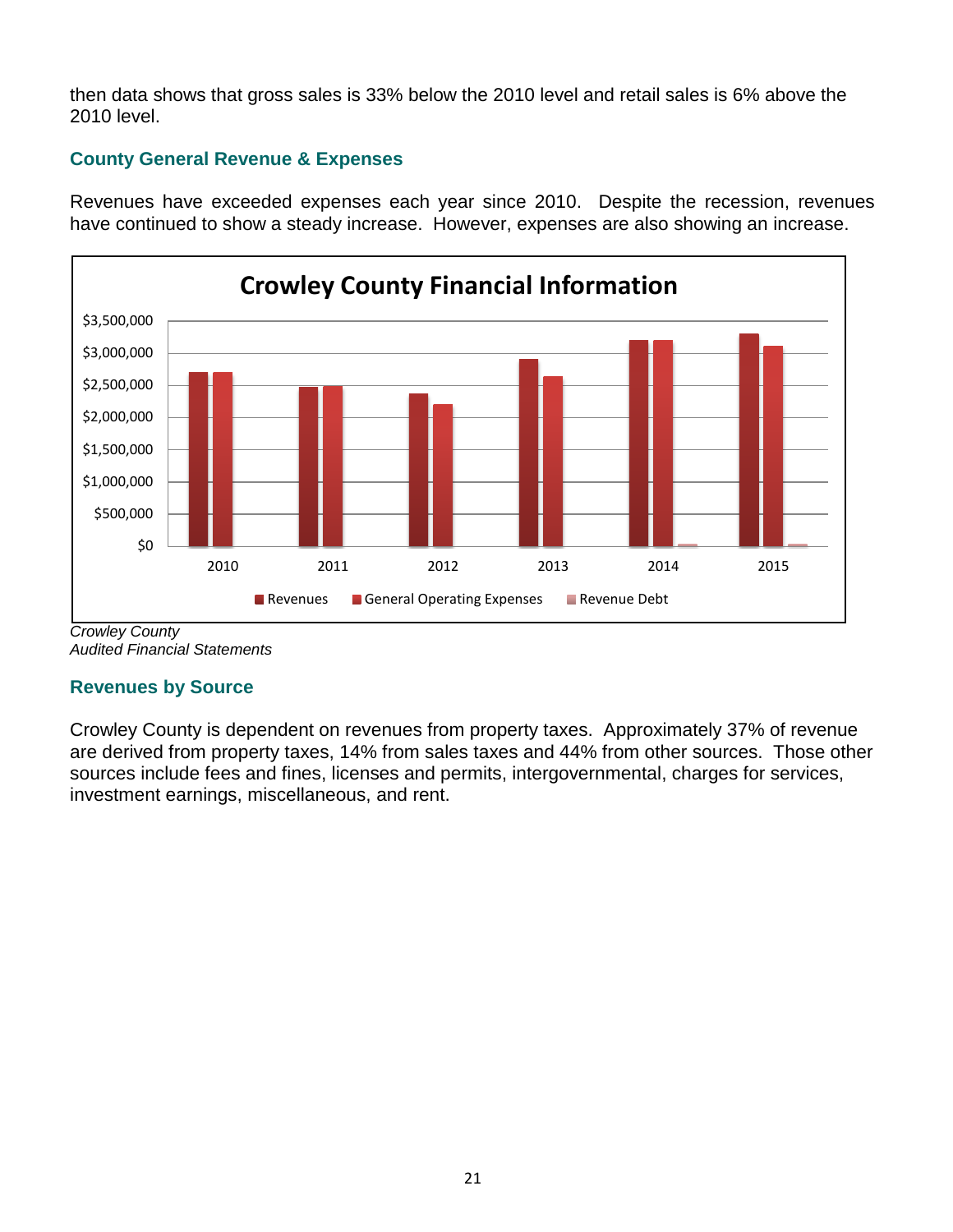then data shows that gross sales is 33% below the 2010 level and retail sales is 6% above the 2010 level.

### County General Revenue & Expenses

Revenues have exceeded expenses each year since 2010. Despite the recession, revenues have continued to show a steady increase. However, expenses are also showing an increase.

**Crowley County Financial Information**

$3,500,000
$3,000,000
$2,500,000
$2,000,000
$1,500,000
$1,000,000
$500,000
$0

2010 2011 2012 2013 2014 2015

Revenues | General Operating Expenses | Revenue Debt

*Crowley County*
*Audited Financial Statements*

### Revenues by Source

Crowley County is dependent on revenues from property taxes. Approximately 37% of revenue are derived from property taxes, 14% from sales taxes and 44% from other sources. Those other sources include fees and fines, licenses and permits, intergovernmental, charges for services, investment earnings, miscellaneous, and rent.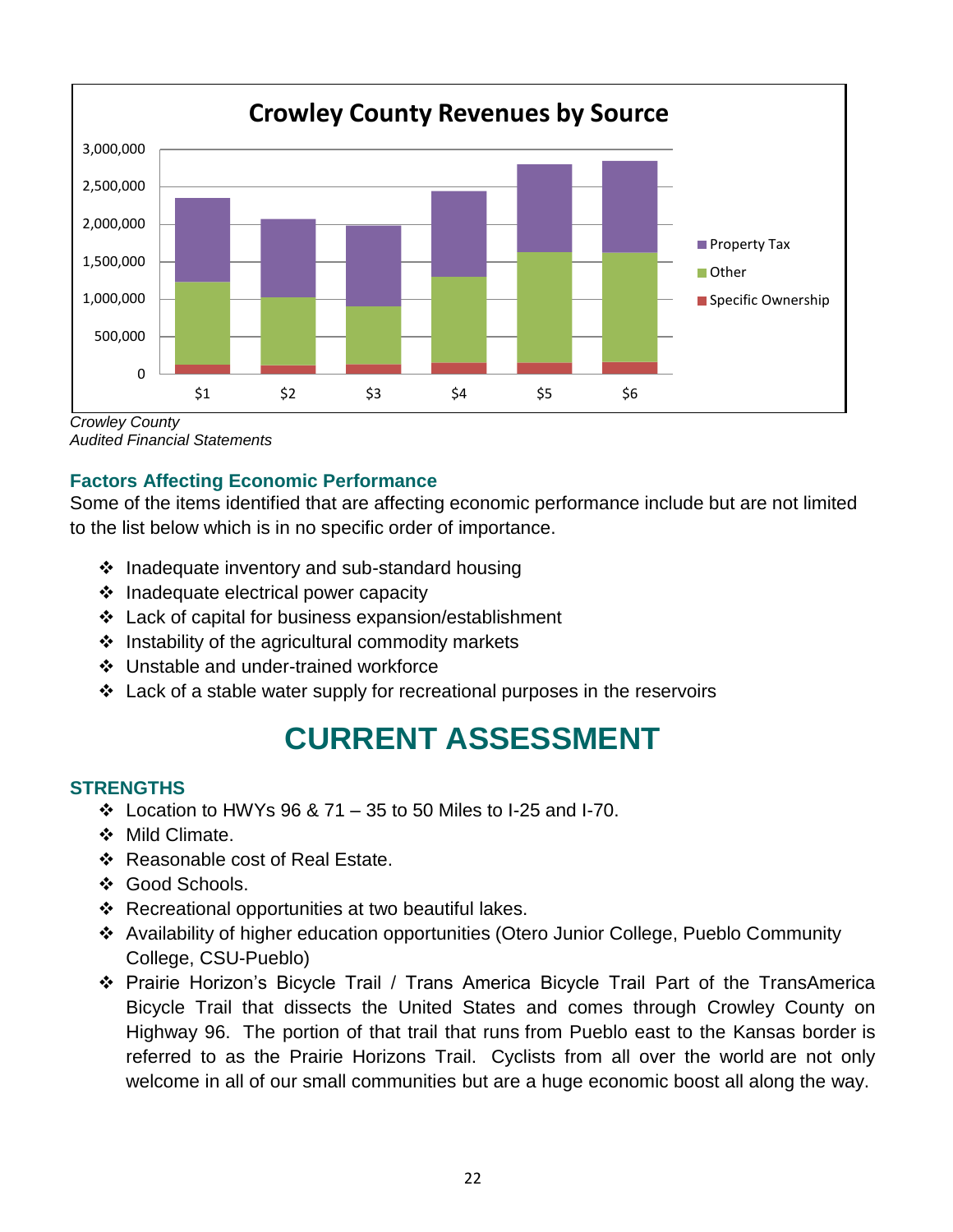**Crowley County Revenues by Source**

| | $1 | $2 | $3 | $4 | $5 | $6 |
|---|---|---|---|---|---|---|
| Property Tax | | | | | | |
| Other | | | | | | |
| Specific Ownership | | | | | | |

*Crowley County*
*Audited Financial Statements*

### Factors Affecting Economic Performance

Some of the items identified that are affecting economic performance include but are not limited to the list below which is in no specific order of importance.

- Inadequate inventory and sub-standard housing
- Inadequate electrical power capacity
- Lack of capital for business expansion/establishment
- Instability of the agricultural commodity markets
- Unstable and under-trained workforce
- Lack of a stable water supply for recreational purposes in the reservoirs

# CURRENT ASSESSMENT

### STRENGTHS

- Location to HWYs 96 & 71 – 35 to 50 Miles to I-25 and I-70.
- Mild Climate.
- Reasonable cost of Real Estate.
- Good Schools.
- Recreational opportunities at two beautiful lakes.
- Availability of higher education opportunities (Otero Junior College, Pueblo Community College, CSU-Pueblo)
- Prairie Horizon's Bicycle Trail / Trans America Bicycle Trail Part of the TransAmerica Bicycle Trail that dissects the United States and comes through Crowley County on Highway 96. The portion of that trail that runs from Pueblo east to the Kansas border is referred to as the Prairie Horizons Trail. Cyclists from all over the world are not only welcome in all of our small communities but are a huge economic boost all along the way.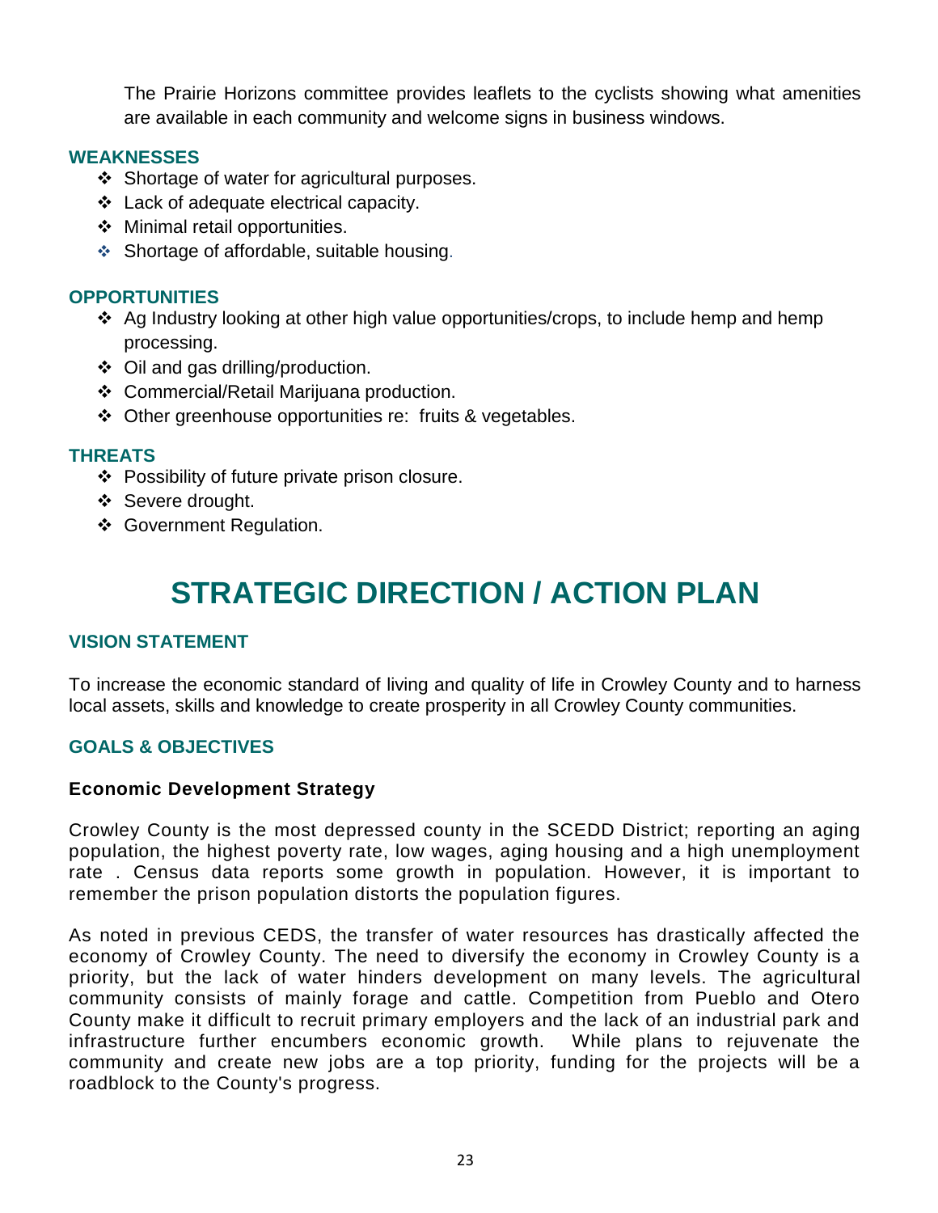The Prairie Horizons committee provides leaflets to the cyclists showing what amenities are available in each community and welcome signs in business windows.

### WEAKNESSES

- Shortage of water for agricultural purposes.
- Lack of adequate electrical capacity.
- Minimal retail opportunities.
- Shortage of affordable, suitable housing.

### OPPORTUNITIES

- Ag Industry looking at other high value opportunities/crops, to include hemp and hemp processing.
- Oil and gas drilling/production.
- Commercial/Retail Marijuana production.
- Other greenhouse opportunities re: fruits & vegetables.

### THREATS

- Possibility of future private prison closure.
- Severe drought.
- Government Regulation.

# STRATEGIC DIRECTION / ACTION PLAN

### VISION STATEMENT

To increase the economic standard of living and quality of life in Crowley County and to harness local assets, skills and knowledge to create prosperity in all Crowley County communities.

### GOALS & OBJECTIVES

**Economic Development Strategy**

Crowley County is the most depressed county in the SCEDD District; reporting an aging population, the highest poverty rate, low wages, aging housing and a high unemployment rate . Census data reports some growth in population. However, it is important to remember the prison population distorts the population figures.

As noted in previous CEDS, the transfer of water resources has drastically affected the economy of Crowley County. The need to diversify the economy in Crowley County is a priority, but the lack of water hinders development on many levels. The agricultural community consists of mainly forage and cattle. Competition from Pueblo and Otero County make it difficult to recruit primary employers and the lack of an industrial park and infrastructure further encumbers economic growth. While plans to rejuvenate the community and create new jobs are a top priority, funding for the projects will be a roadblock to the County's progress.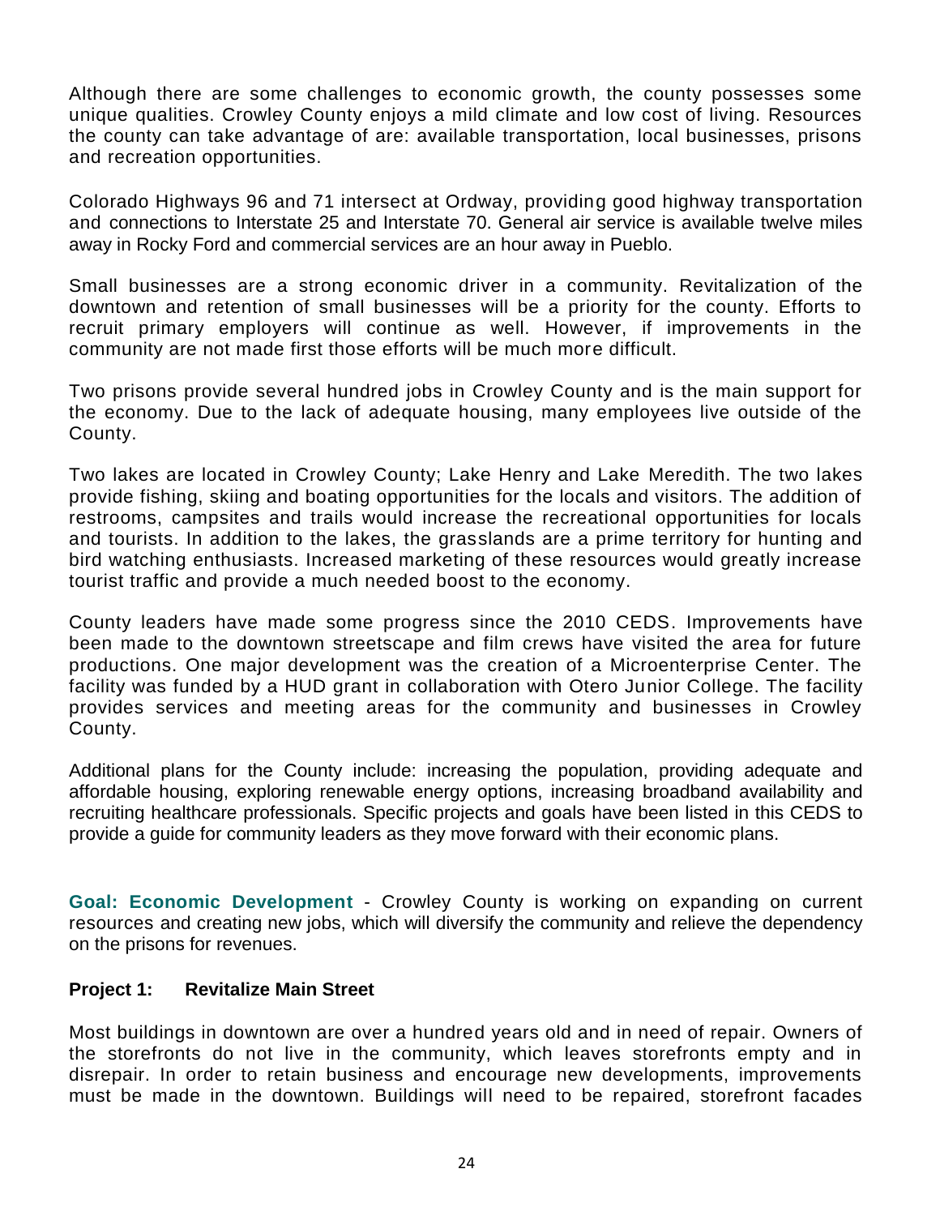Although there are some challenges to economic growth, the county possesses some unique qualities. Crowley County enjoys a mild climate and low cost of living. Resources the county can take advantage of are: available transportation, local businesses, prisons and recreation opportunities.

Colorado Highways 96 and 71 intersect at Ordway, providing good highway transportation and connections to Interstate 25 and Interstate 70. General air service is available twelve miles away in Rocky Ford and commercial services are an hour away in Pueblo.

Small businesses are a strong economic driver in a community. Revitalization of the downtown and retention of small businesses will be a priority for the county. Efforts to recruit primary employers will continue as well. However, if improvements in the community are not made first those efforts will be much more difficult.

Two prisons provide several hundred jobs in Crowley County and is the main support for the economy. Due to the lack of adequate housing, many employees live outside of the County.

Two lakes are located in Crowley County; Lake Henry and Lake Meredith. The two lakes provide fishing, skiing and boating opportunities for the locals and visitors. The addition of restrooms, campsites and trails would increase the recreational opportunities for locals and tourists. In addition to the lakes, the grasslands are a prime territory for hunting and bird watching enthusiasts. Increased marketing of these resources would greatly increase tourist traffic and provide a much needed boost to the economy.

County leaders have made some progress since the 2010 CEDS. Improvements have been made to the downtown streetscape and film crews have visited the area for future productions. One major development was the creation of a Microenterprise Center. The facility was funded by a HUD grant in collaboration with Otero Junior College. The facility provides services and meeting areas for the community and businesses in Crowley County.

Additional plans for the County include: increasing the population, providing adequate and affordable housing, exploring renewable energy options, increasing broadband availability and recruiting healthcare professionals. Specific projects and goals have been listed in this CEDS to provide a guide for community leaders as they move forward with their economic plans.

**Goal: Economic Development** - Crowley County is working on expanding on current resources and creating new jobs, which will diversify the community and relieve the dependency on the prisons for revenues.

**Project 1: Revitalize Main Street**

Most buildings in downtown are over a hundred years old and in need of repair. Owners of the storefronts do not live in the community, which leaves storefronts empty and in disrepair. In order to retain business and encourage new developments, improvements must be made in the downtown. Buildings will need to be repaired, storefront facades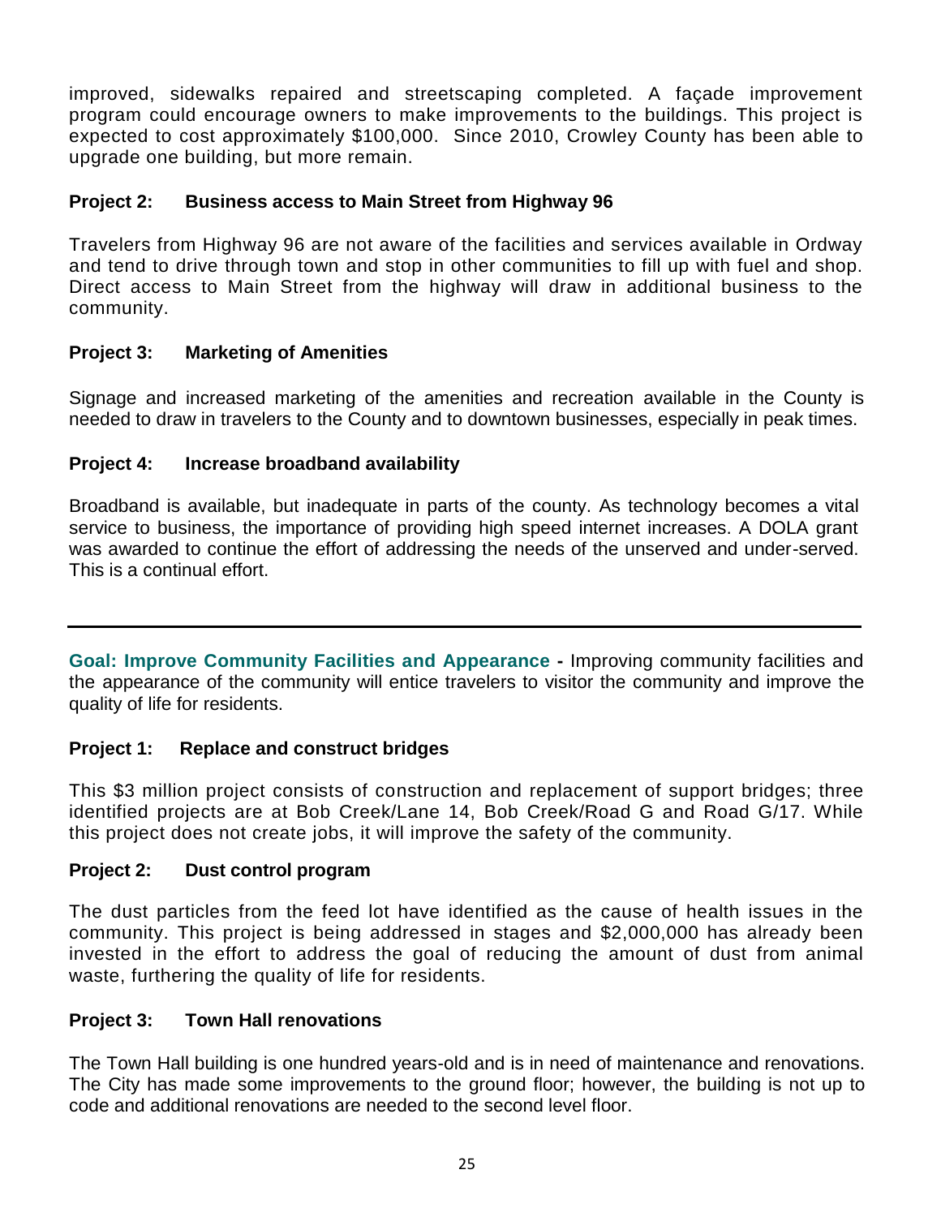improved, sidewalks repaired and streetscaping completed. A façade improvement program could encourage owners to make improvements to the buildings. This project is expected to cost approximately $100,000. Since 2010, Crowley County has been able to upgrade one building, but more remain.

**Project 2: Business access to Main Street from Highway 96**

Travelers from Highway 96 are not aware of the facilities and services available in Ordway and tend to drive through town and stop in other communities to fill up with fuel and shop. Direct access to Main Street from the highway will draw in additional business to the community.

**Project 3: Marketing of Amenities**

Signage and increased marketing of the amenities and recreation available in the County is needed to draw in travelers to the County and to downtown businesses, especially in peak times.

**Project 4: Increase broadband availability**

Broadband is available, but inadequate in parts of the county. As technology becomes a vital service to business, the importance of providing high speed internet increases. A DOLA grant was awarded to continue the effort of addressing the needs of the unserved and under-served. This is a continual effort.

---

**Goal: Improve Community Facilities and Appearance -** Improving community facilities and the appearance of the community will entice travelers to visitor the community and improve the quality of life for residents.

**Project 1: Replace and construct bridges**

This $3 million project consists of construction and replacement of support bridges; three identified projects are at Bob Creek/Lane 14, Bob Creek/Road G and Road G/17. While this project does not create jobs, it will improve the safety of the community.

**Project 2: Dust control program**

The dust particles from the feed lot have identified as the cause of health issues in the community. This project is being addressed in stages and $2,000,000 has already been invested in the effort to address the goal of reducing the amount of dust from animal waste, furthering the quality of life for residents.

**Project 3: Town Hall renovations**

The Town Hall building is one hundred years-old and is in need of maintenance and renovations. The City has made some improvements to the ground floor; however, the building is not up to code and additional renovations are needed to the second level floor.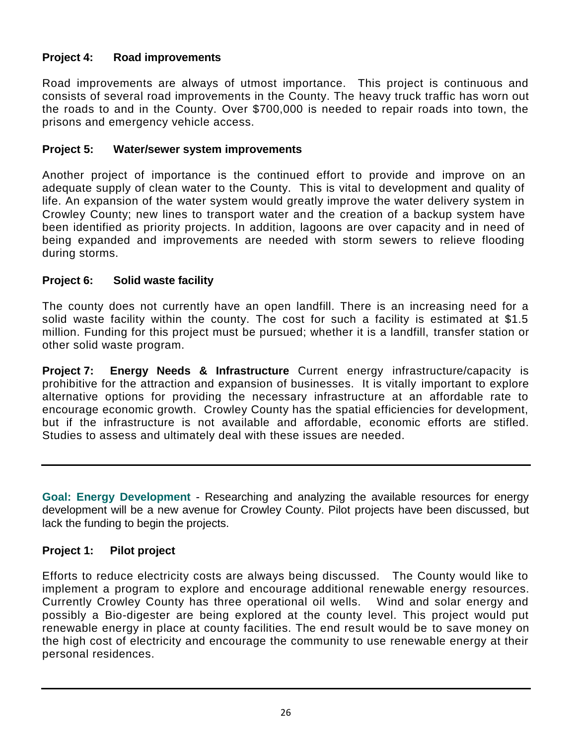**Project 4: Road improvements**

Road improvements are always of utmost importance. This project is continuous and consists of several road improvements in the County. The heavy truck traffic has worn out the roads to and in the County. Over $700,000 is needed to repair roads into town, the prisons and emergency vehicle access.

**Project 5: Water/sewer system improvements**

Another project of importance is the continued effort to provide and improve on an adequate supply of clean water to the County. This is vital to development and quality of life. An expansion of the water system would greatly improve the water delivery system in Crowley County; new lines to transport water and the creation of a backup system have been identified as priority projects. In addition, lagoons are over capacity and in need of being expanded and improvements are needed with storm sewers to relieve flooding during storms.

**Project 6: Solid waste facility**

The county does not currently have an open landfill. There is an increasing need for a solid waste facility within the county. The cost for such a facility is estimated at $1.5 million. Funding for this project must be pursued; whether it is a landfill, transfer station or other solid waste program.

**Project 7: Energy Needs & Infrastructure** Current energy infrastructure/capacity is prohibitive for the attraction and expansion of businesses. It is vitally important to explore alternative options for providing the necessary infrastructure at an affordable rate to encourage economic growth. Crowley County has the spatial efficiencies for development, but if the infrastructure is not available and affordable, economic efforts are stifled. Studies to assess and ultimately deal with these issues are needed.

---

**Goal: Energy Development** - Researching and analyzing the available resources for energy development will be a new avenue for Crowley County. Pilot projects have been discussed, but lack the funding to begin the projects.

**Project 1: Pilot project**

Efforts to reduce electricity costs are always being discussed. The County would like to implement a program to explore and encourage additional renewable energy resources. Currently Crowley County has three operational oil wells. Wind and solar energy and possibly a Bio-digester are being explored at the county level. This project would put renewable energy in place at county facilities. The end result would be to save money on the high cost of electricity and encourage the community to use renewable energy at their personal residences.

---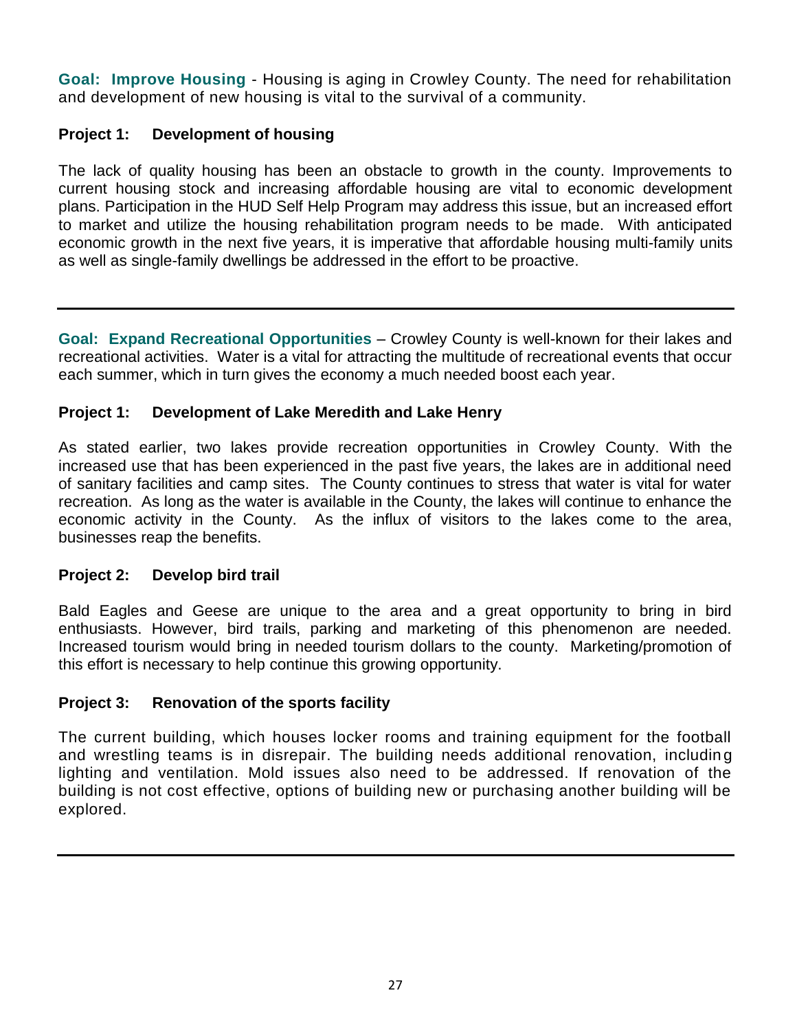**Goal: Improve Housing** - Housing is aging in Crowley County. The need for rehabilitation and development of new housing is vital to the survival of a community.

**Project 1: Development of housing**

The lack of quality housing has been an obstacle to growth in the county. Improvements to current housing stock and increasing affordable housing are vital to economic development plans. Participation in the HUD Self Help Program may address this issue, but an increased effort to market and utilize the housing rehabilitation program needs to be made. With anticipated economic growth in the next five years, it is imperative that affordable housing multi-family units as well as single-family dwellings be addressed in the effort to be proactive.

---

**Goal: Expand Recreational Opportunities** – Crowley County is well-known for their lakes and recreational activities. Water is a vital for attracting the multitude of recreational events that occur each summer, which in turn gives the economy a much needed boost each year.

**Project 1: Development of Lake Meredith and Lake Henry**

As stated earlier, two lakes provide recreation opportunities in Crowley County. With the increased use that has been experienced in the past five years, the lakes are in additional need of sanitary facilities and camp sites. The County continues to stress that water is vital for water recreation. As long as the water is available in the County, the lakes will continue to enhance the economic activity in the County. As the influx of visitors to the lakes come to the area, businesses reap the benefits.

**Project 2: Develop bird trail**

Bald Eagles and Geese are unique to the area and a great opportunity to bring in bird enthusiasts. However, bird trails, parking and marketing of this phenomenon are needed. Increased tourism would bring in needed tourism dollars to the county. Marketing/promotion of this effort is necessary to help continue this growing opportunity.

**Project 3: Renovation of the sports facility**

The current building, which houses locker rooms and training equipment for the football and wrestling teams is in disrepair. The building needs additional renovation, including lighting and ventilation. Mold issues also need to be addressed. If renovation of the building is not cost effective, options of building new or purchasing another building will be explored.

---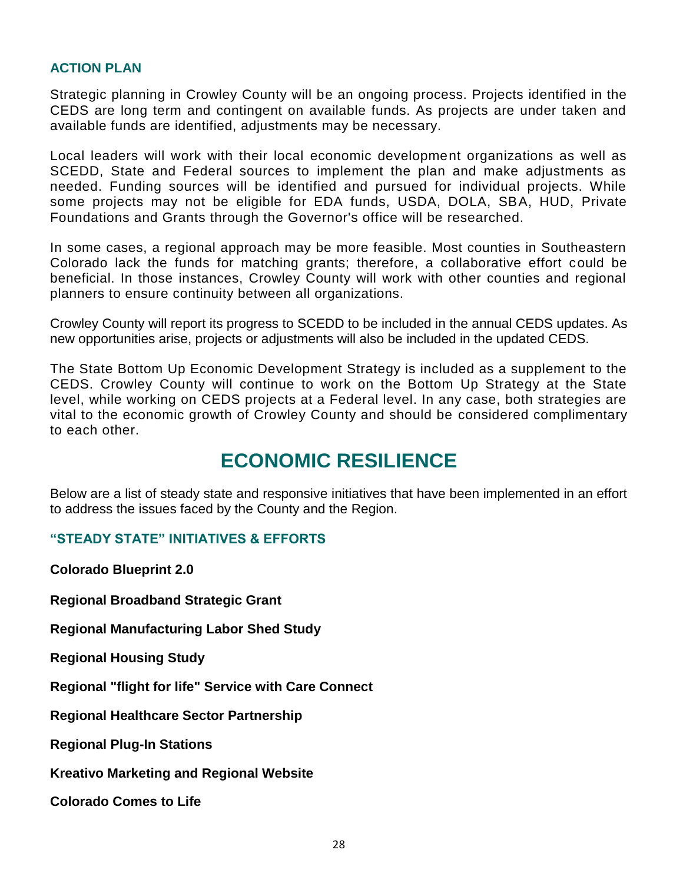### ACTION PLAN

Strategic planning in Crowley County will be an ongoing process. Projects identified in the CEDS are long term and contingent on available funds. As projects are under taken and available funds are identified, adjustments may be necessary.

Local leaders will work with their local economic development organizations as well as SCEDD, State and Federal sources to implement the plan and make adjustments as needed. Funding sources will be identified and pursued for individual projects. While some projects may not be eligible for EDA funds, USDA, DOLA, SBA, HUD, Private Foundations and Grants through the Governor's office will be researched.

In some cases, a regional approach may be more feasible. Most counties in Southeastern Colorado lack the funds for matching grants; therefore, a collaborative effort could be beneficial. In those instances, Crowley County will work with other counties and regional planners to ensure continuity between all organizations.

Crowley County will report its progress to SCEDD to be included in the annual CEDS updates. As new opportunities arise, projects or adjustments will also be included in the updated CEDS.

The State Bottom Up Economic Development Strategy is included as a supplement to the CEDS. Crowley County will continue to work on the Bottom Up Strategy at the State level, while working on CEDS projects at a Federal level. In any case, both strategies are vital to the economic growth of Crowley County and should be considered complimentary to each other.

## ECONOMIC RESILIENCE

Below are a list of steady state and responsive initiatives that have been implemented in an effort to address the issues faced by the County and the Region.

### "STEADY STATE" INITIATIVES & EFFORTS

**Colorado Blueprint 2.0**

**Regional Broadband Strategic Grant**

**Regional Manufacturing Labor Shed Study**

**Regional Housing Study**

**Regional "flight for life" Service with Care Connect**

**Regional Healthcare Sector Partnership**

**Regional Plug-In Stations**

**Kreativo Marketing and Regional Website**

**Colorado Comes to Life**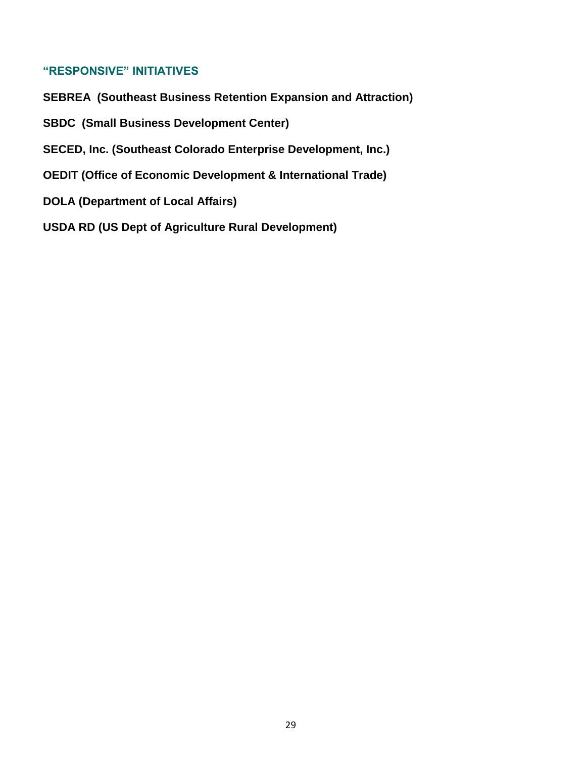## "RESPONSIVE" INITIATIVES

**SEBREA (Southeast Business Retention Expansion and Attraction)**

**SBDC (Small Business Development Center)**

**SECED, Inc. (Southeast Colorado Enterprise Development, Inc.)**

**OEDIT (Office of Economic Development & International Trade)**

**DOLA (Department of Local Affairs)**

**USDA RD (US Dept of Agriculture Rural Development)**